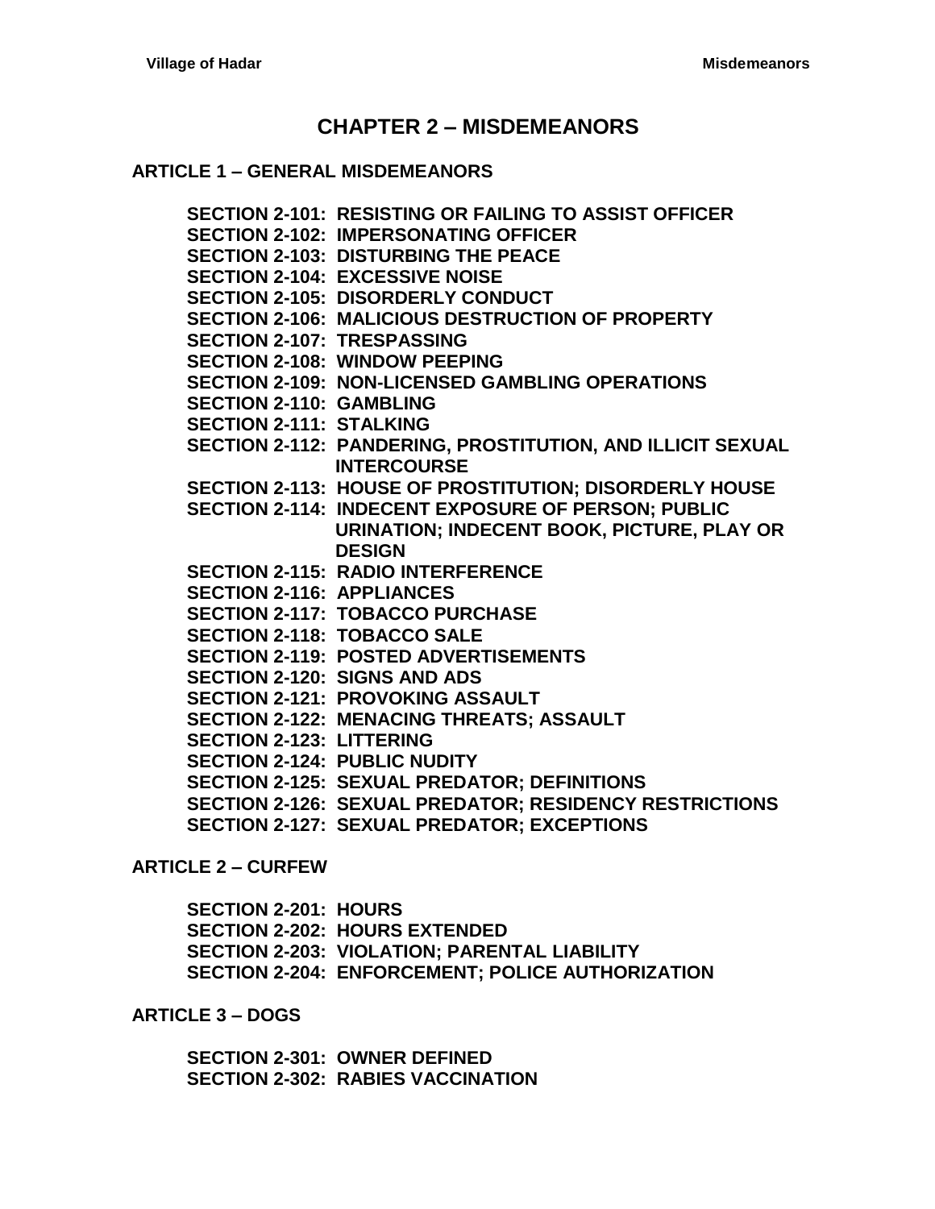# CHAPTER 2 – MISDEMEANORS

## ARTICLE 1 – GENERAL MISDEMEANORS

**SECTION 2-101: RESISTING OR FAILING TO ASSIST OFFICER**
**SECTION 2-102: IMPERSONATING OFFICER**
**SECTION 2-103: DISTURBING THE PEACE**
**SECTION 2-104: EXCESSIVE NOISE**
**SECTION 2-105: DISORDERLY CONDUCT**
**SECTION 2-106: MALICIOUS DESTRUCTION OF PROPERTY**
**SECTION 2-107: TRESPASSING**
**SECTION 2-108: WINDOW PEEPING**
**SECTION 2-109: NON-LICENSED GAMBLING OPERATIONS**
**SECTION 2-110: GAMBLING**
**SECTION 2-111: STALKING**
**SECTION 2-112: PANDERING, PROSTITUTION, AND ILLICIT SEXUAL INTERCOURSE**
**SECTION 2-113: HOUSE OF PROSTITUTION; DISORDERLY HOUSE**
**SECTION 2-114: INDECENT EXPOSURE OF PERSON; PUBLIC URINATION; INDECENT BOOK, PICTURE, PLAY OR DESIGN**
**SECTION 2-115: RADIO INTERFERENCE**
**SECTION 2-116: APPLIANCES**
**SECTION 2-117: TOBACCO PURCHASE**
**SECTION 2-118: TOBACCO SALE**
**SECTION 2-119: POSTED ADVERTISEMENTS**
**SECTION 2-120: SIGNS AND ADS**
**SECTION 2-121: PROVOKING ASSAULT**
**SECTION 2-122: MENACING THREATS; ASSAULT**
**SECTION 2-123: LITTERING**
**SECTION 2-124: PUBLIC NUDITY**
**SECTION 2-125: SEXUAL PREDATOR; DEFINITIONS**
**SECTION 2-126: SEXUAL PREDATOR; RESIDENCY RESTRICTIONS**
**SECTION 2-127: SEXUAL PREDATOR; EXCEPTIONS**

## ARTICLE 2 – CURFEW

**SECTION 2-201: HOURS**
**SECTION 2-202: HOURS EXTENDED**
**SECTION 2-203: VIOLATION; PARENTAL LIABILITY**
**SECTION 2-204: ENFORCEMENT; POLICE AUTHORIZATION**

## ARTICLE 3 – DOGS

**SECTION 2-301: OWNER DEFINED**
**SECTION 2-302: RABIES VACCINATION**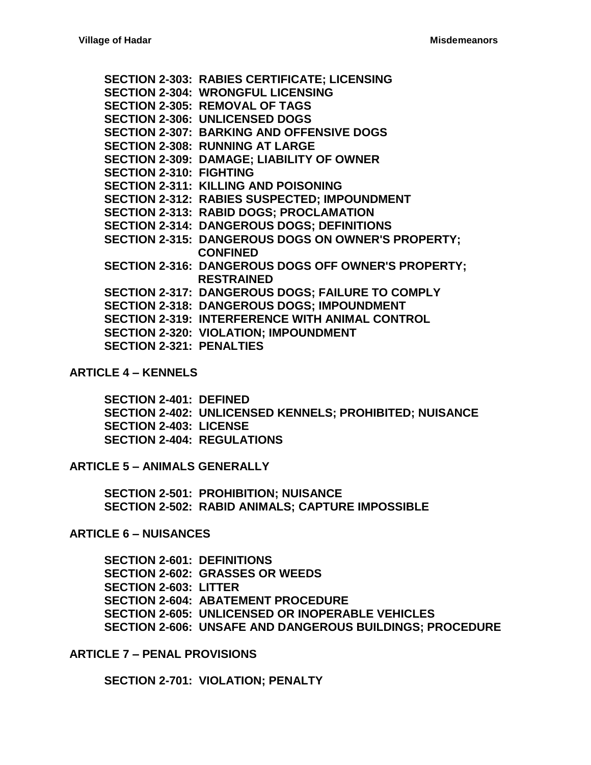**SECTION 2-303: RABIES CERTIFICATE; LICENSING**
**SECTION 2-304: WRONGFUL LICENSING**
**SECTION 2-305: REMOVAL OF TAGS**
**SECTION 2-306: UNLICENSED DOGS**
**SECTION 2-307: BARKING AND OFFENSIVE DOGS**
**SECTION 2-308: RUNNING AT LARGE**
**SECTION 2-309: DAMAGE; LIABILITY OF OWNER**
**SECTION 2-310: FIGHTING**
**SECTION 2-311: KILLING AND POISONING**
**SECTION 2-312: RABIES SUSPECTED; IMPOUNDMENT**
**SECTION 2-313: RABID DOGS; PROCLAMATION**
**SECTION 2-314: DANGEROUS DOGS; DEFINITIONS**
**SECTION 2-315: DANGEROUS DOGS ON OWNER'S PROPERTY; CONFINED**
**SECTION 2-316: DANGEROUS DOGS OFF OWNER'S PROPERTY; RESTRAINED**
**SECTION 2-317: DANGEROUS DOGS; FAILURE TO COMPLY**
**SECTION 2-318: DANGEROUS DOGS; IMPOUNDMENT**
**SECTION 2-319: INTERFERENCE WITH ANIMAL CONTROL**
**SECTION 2-320: VIOLATION; IMPOUNDMENT**
**SECTION 2-321: PENALTIES**

## ARTICLE 4 – KENNELS

**SECTION 2-401: DEFINED**
**SECTION 2-402: UNLICENSED KENNELS; PROHIBITED; NUISANCE**
**SECTION 2-403: LICENSE**
**SECTION 2-404: REGULATIONS**

## ARTICLE 5 – ANIMALS GENERALLY

**SECTION 2-501: PROHIBITION; NUISANCE**
**SECTION 2-502: RABID ANIMALS; CAPTURE IMPOSSIBLE**

## ARTICLE 6 – NUISANCES

**SECTION 2-601: DEFINITIONS**
**SECTION 2-602: GRASSES OR WEEDS**
**SECTION 2-603: LITTER**
**SECTION 2-604: ABATEMENT PROCEDURE**
**SECTION 2-605: UNLICENSED OR INOPERABLE VEHICLES**
**SECTION 2-606: UNSAFE AND DANGEROUS BUILDINGS; PROCEDURE**

## ARTICLE 7 – PENAL PROVISIONS

**SECTION 2-701: VIOLATION; PENALTY**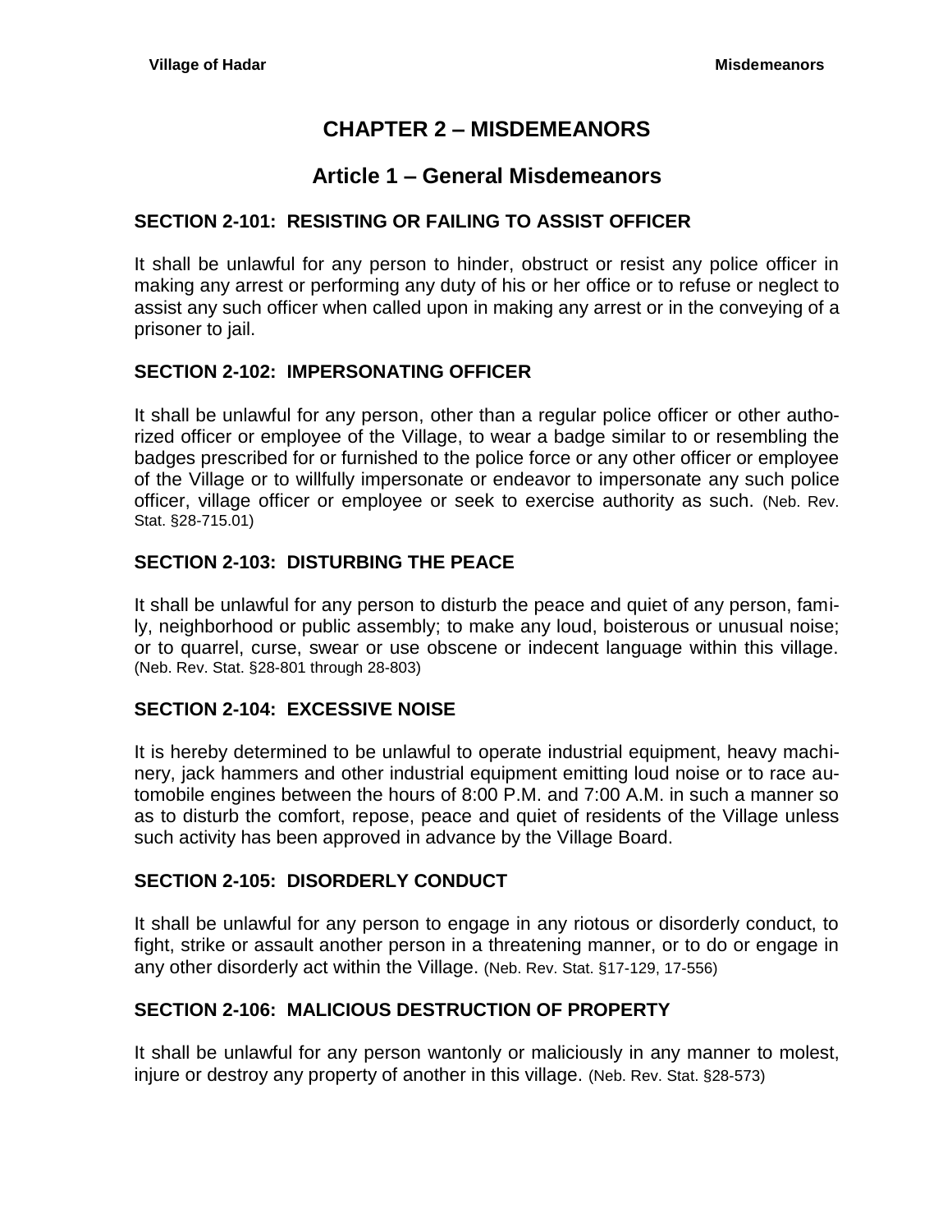# CHAPTER 2 – MISDEMEANORS

## Article 1 – General Misdemeanors

### SECTION 2-101: RESISTING OR FAILING TO ASSIST OFFICER

It shall be unlawful for any person to hinder, obstruct or resist any police officer in making any arrest or performing any duty of his or her office or to refuse or neglect to assist any such officer when called upon in making any arrest or in the conveying of a prisoner to jail.

### SECTION 2-102: IMPERSONATING OFFICER

It shall be unlawful for any person, other than a regular police officer or other authorized officer or employee of the Village, to wear a badge similar to or resembling the badges prescribed for or furnished to the police force or any other officer or employee of the Village or to willfully impersonate or endeavor to impersonate any such police officer, village officer or employee or seek to exercise authority as such. (Neb. Rev. Stat. §28-715.01)

### SECTION 2-103: DISTURBING THE PEACE

It shall be unlawful for any person to disturb the peace and quiet of any person, family, neighborhood or public assembly; to make any loud, boisterous or unusual noise; or to quarrel, curse, swear or use obscene or indecent language within this village. (Neb. Rev. Stat. §28-801 through 28-803)

### SECTION 2-104: EXCESSIVE NOISE

It is hereby determined to be unlawful to operate industrial equipment, heavy machinery, jack hammers and other industrial equipment emitting loud noise or to race automobile engines between the hours of 8:00 P.M. and 7:00 A.M. in such a manner so as to disturb the comfort, repose, peace and quiet of residents of the Village unless such activity has been approved in advance by the Village Board.

### SECTION 2-105: DISORDERLY CONDUCT

It shall be unlawful for any person to engage in any riotous or disorderly conduct, to fight, strike or assault another person in a threatening manner, or to do or engage in any other disorderly act within the Village. (Neb. Rev. Stat. §17-129, 17-556)

### SECTION 2-106: MALICIOUS DESTRUCTION OF PROPERTY

It shall be unlawful for any person wantonly or maliciously in any manner to molest, injure or destroy any property of another in this village. (Neb. Rev. Stat. §28-573)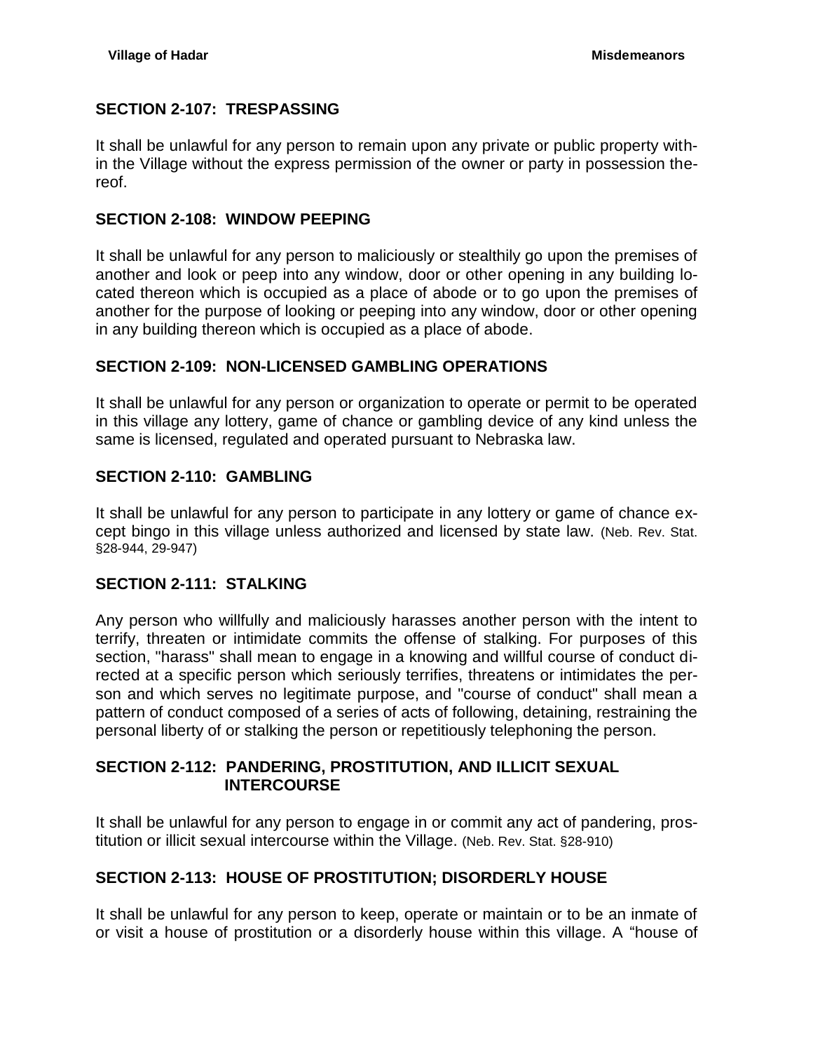## SECTION 2-107: TRESPASSING

It shall be unlawful for any person to remain upon any private or public property within the Village without the express permission of the owner or party in possession thereof.

## SECTION 2-108: WINDOW PEEPING

It shall be unlawful for any person to maliciously or stealthily go upon the premises of another and look or peep into any window, door or other opening in any building located thereon which is occupied as a place of abode or to go upon the premises of another for the purpose of looking or peeping into any window, door or other opening in any building thereon which is occupied as a place of abode.

## SECTION 2-109: NON-LICENSED GAMBLING OPERATIONS

It shall be unlawful for any person or organization to operate or permit to be operated in this village any lottery, game of chance or gambling device of any kind unless the same is licensed, regulated and operated pursuant to Nebraska law.

## SECTION 2-110: GAMBLING

It shall be unlawful for any person to participate in any lottery or game of chance except bingo in this village unless authorized and licensed by state law. (Neb. Rev. Stat. §28-944, 29-947)

## SECTION 2-111: STALKING

Any person who willfully and maliciously harasses another person with the intent to terrify, threaten or intimidate commits the offense of stalking. For purposes of this section, "harass" shall mean to engage in a knowing and willful course of conduct directed at a specific person which seriously terrifies, threatens or intimidates the person and which serves no legitimate purpose, and "course of conduct" shall mean a pattern of conduct composed of a series of acts of following, detaining, restraining the personal liberty of or stalking the person or repetitiously telephoning the person.

## SECTION 2-112: PANDERING, PROSTITUTION, AND ILLICIT SEXUAL INTERCOURSE

It shall be unlawful for any person to engage in or commit any act of pandering, prostitution or illicit sexual intercourse within the Village. (Neb. Rev. Stat. §28-910)

## SECTION 2-113: HOUSE OF PROSTITUTION; DISORDERLY HOUSE

It shall be unlawful for any person to keep, operate or maintain or to be an inmate of or visit a house of prostitution or a disorderly house within this village. A "house of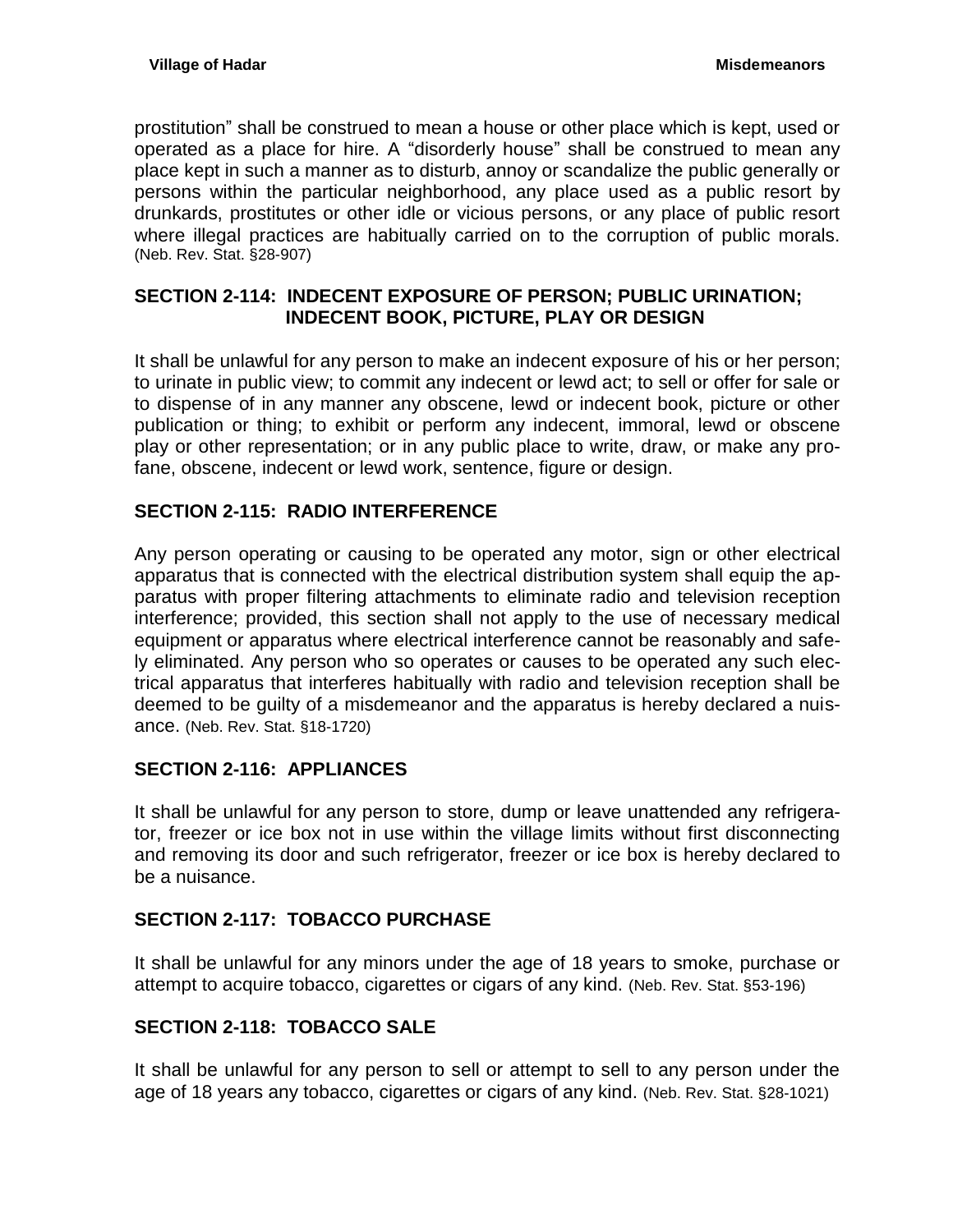prostitution" shall be construed to mean a house or other place which is kept, used or operated as a place for hire. A "disorderly house" shall be construed to mean any place kept in such a manner as to disturb, annoy or scandalize the public generally or persons within the particular neighborhood, any place used as a public resort by drunkards, prostitutes or other idle or vicious persons, or any place of public resort where illegal practices are habitually carried on to the corruption of public morals. (Neb. Rev. Stat. §28-907)

### SECTION 2-114: INDECENT EXPOSURE OF PERSON; PUBLIC URINATION; INDECENT BOOK, PICTURE, PLAY OR DESIGN

It shall be unlawful for any person to make an indecent exposure of his or her person; to urinate in public view; to commit any indecent or lewd act; to sell or offer for sale or to dispense of in any manner any obscene, lewd or indecent book, picture or other publication or thing; to exhibit or perform any indecent, immoral, lewd or obscene play or other representation; or in any public place to write, draw, or make any profane, obscene, indecent or lewd work, sentence, figure or design.

### SECTION 2-115: RADIO INTERFERENCE

Any person operating or causing to be operated any motor, sign or other electrical apparatus that is connected with the electrical distribution system shall equip the apparatus with proper filtering attachments to eliminate radio and television reception interference; provided, this section shall not apply to the use of necessary medical equipment or apparatus where electrical interference cannot be reasonably and safely eliminated. Any person who so operates or causes to be operated any such electrical apparatus that interferes habitually with radio and television reception shall be deemed to be guilty of a misdemeanor and the apparatus is hereby declared a nuisance. (Neb. Rev. Stat. §18-1720)

### SECTION 2-116: APPLIANCES

It shall be unlawful for any person to store, dump or leave unattended any refrigerator, freezer or ice box not in use within the village limits without first disconnecting and removing its door and such refrigerator, freezer or ice box is hereby declared to be a nuisance.

### SECTION 2-117: TOBACCO PURCHASE

It shall be unlawful for any minors under the age of 18 years to smoke, purchase or attempt to acquire tobacco, cigarettes or cigars of any kind. (Neb. Rev. Stat. §53-196)

### SECTION 2-118: TOBACCO SALE

It shall be unlawful for any person to sell or attempt to sell to any person under the age of 18 years any tobacco, cigarettes or cigars of any kind. (Neb. Rev. Stat. §28-1021)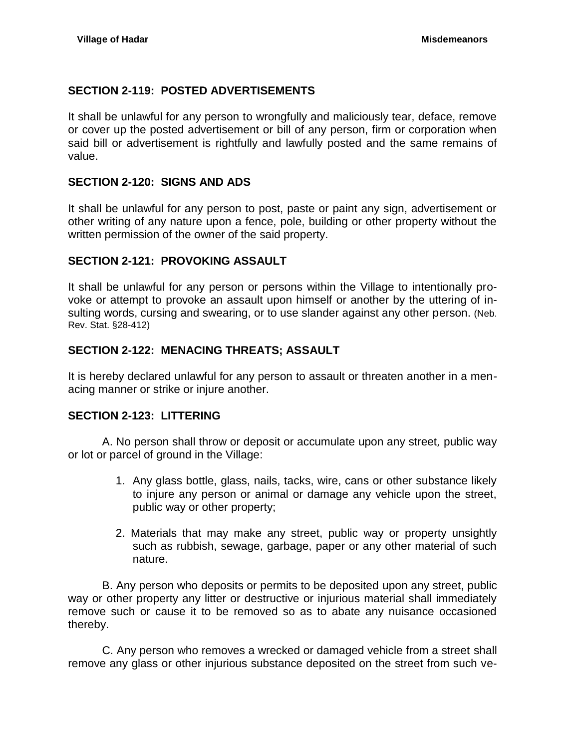## SECTION 2-119: POSTED ADVERTISEMENTS

It shall be unlawful for any person to wrongfully and maliciously tear, deface, remove or cover up the posted advertisement or bill of any person, firm or corporation when said bill or advertisement is rightfully and lawfully posted and the same remains of value.

## SECTION 2-120: SIGNS AND ADS

It shall be unlawful for any person to post, paste or paint any sign, advertisement or other writing of any nature upon a fence, pole, building or other property without the written permission of the owner of the said property.

## SECTION 2-121: PROVOKING ASSAULT

It shall be unlawful for any person or persons within the Village to intentionally provoke or attempt to provoke an assault upon himself or another by the uttering of insulting words, cursing and swearing, or to use slander against any other person. (Neb. Rev. Stat. §28-412)

## SECTION 2-122: MENACING THREATS; ASSAULT

It is hereby declared unlawful for any person to assault or threaten another in a menacing manner or strike or injure another.

## SECTION 2-123: LITTERING

A. No person shall throw or deposit or accumulate upon any street, public way or lot or parcel of ground in the Village:

1. Any glass bottle, glass, nails, tacks, wire, cans or other substance likely to injure any person or animal or damage any vehicle upon the street, public way or other property;
2. Materials that may make any street, public way or property unsightly such as rubbish, sewage, garbage, paper or any other material of such nature.

B. Any person who deposits or permits to be deposited upon any street, public way or other property any litter or destructive or injurious material shall immediately remove such or cause it to be removed so as to abate any nuisance occasioned thereby.

C. Any person who removes a wrecked or damaged vehicle from a street shall remove any glass or other injurious substance deposited on the street from such ve-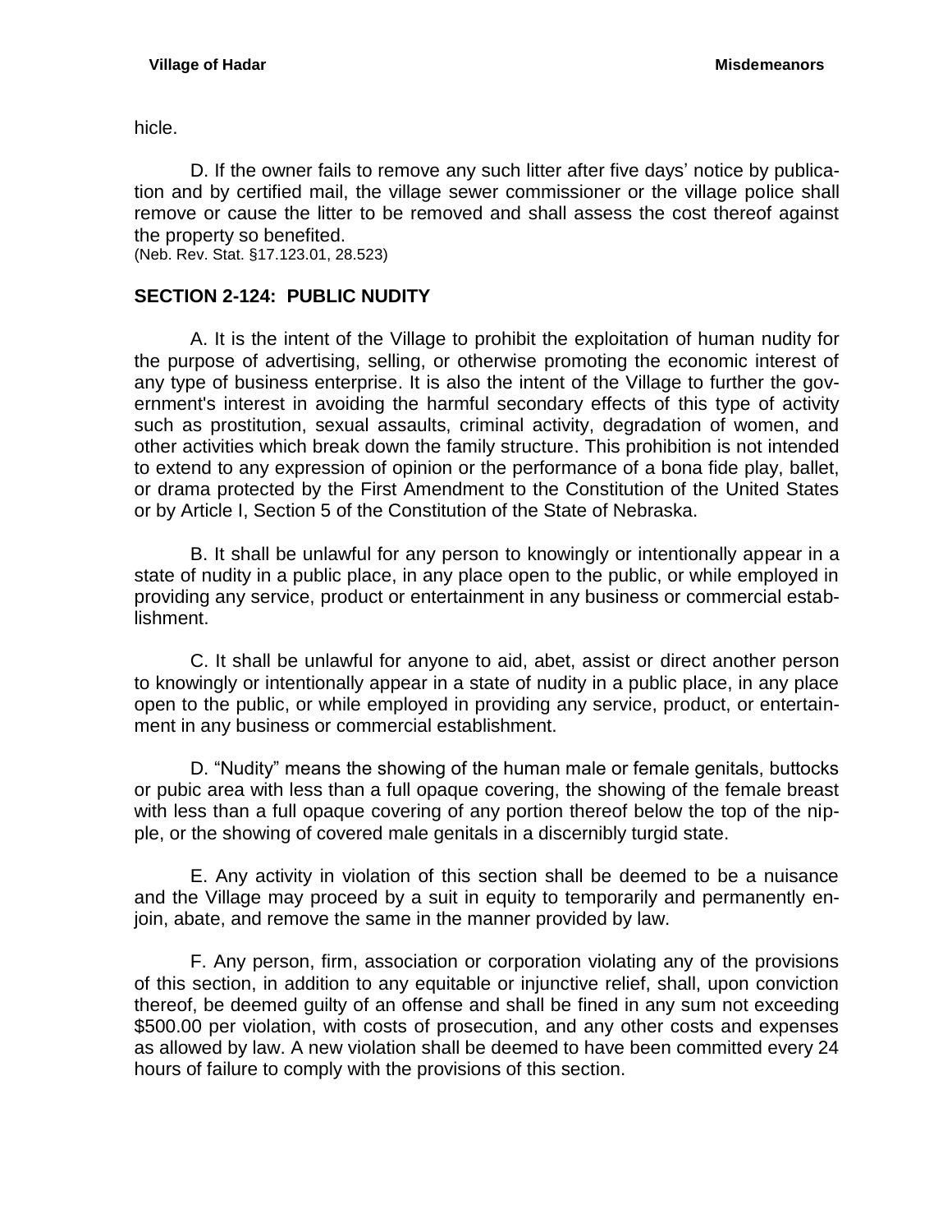hicle.

D. If the owner fails to remove any such litter after five days' notice by publication and by certified mail, the village sewer commissioner or the village police shall remove or cause the litter to be removed and shall assess the cost thereof against the property so benefited.
(Neb. Rev. Stat. §17.123.01, 28.523)

## SECTION 2-124: PUBLIC NUDITY

A. It is the intent of the Village to prohibit the exploitation of human nudity for the purpose of advertising, selling, or otherwise promoting the economic interest of any type of business enterprise. It is also the intent of the Village to further the government's interest in avoiding the harmful secondary effects of this type of activity such as prostitution, sexual assaults, criminal activity, degradation of women, and other activities which break down the family structure. This prohibition is not intended to extend to any expression of opinion or the performance of a bona fide play, ballet, or drama protected by the First Amendment to the Constitution of the United States or by Article I, Section 5 of the Constitution of the State of Nebraska.

B. It shall be unlawful for any person to knowingly or intentionally appear in a state of nudity in a public place, in any place open to the public, or while employed in providing any service, product or entertainment in any business or commercial establishment.

C. It shall be unlawful for anyone to aid, abet, assist or direct another person to knowingly or intentionally appear in a state of nudity in a public place, in any place open to the public, or while employed in providing any service, product, or entertainment in any business or commercial establishment.

D. "Nudity" means the showing of the human male or female genitals, buttocks or pubic area with less than a full opaque covering, the showing of the female breast with less than a full opaque covering of any portion thereof below the top of the nipple, or the showing of covered male genitals in a discernibly turgid state.

E. Any activity in violation of this section shall be deemed to be a nuisance and the Village may proceed by a suit in equity to temporarily and permanently enjoin, abate, and remove the same in the manner provided by law.

F. Any person, firm, association or corporation violating any of the provisions of this section, in addition to any equitable or injunctive relief, shall, upon conviction thereof, be deemed guilty of an offense and shall be fined in any sum not exceeding $500.00 per violation, with costs of prosecution, and any other costs and expenses as allowed by law. A new violation shall be deemed to have been committed every 24 hours of failure to comply with the provisions of this section.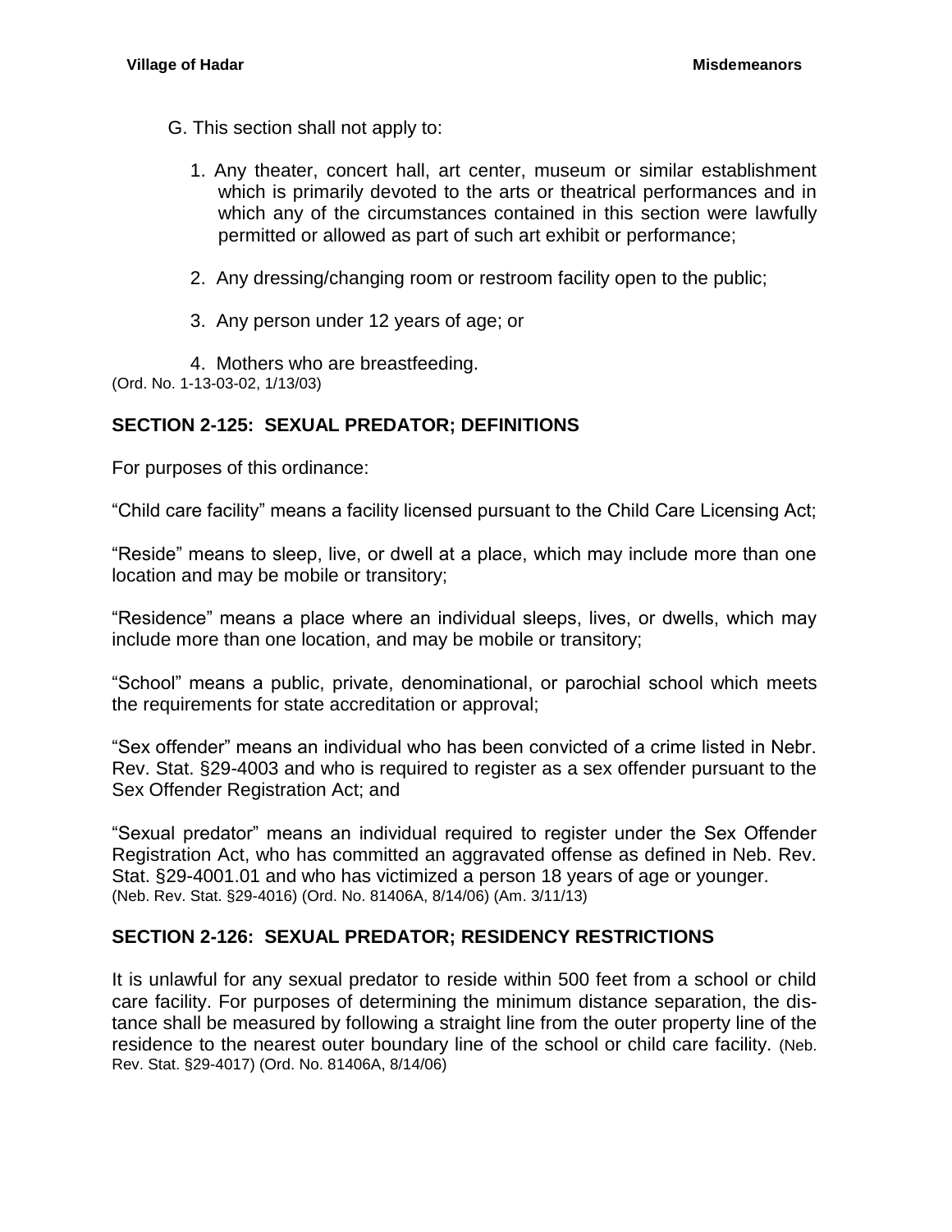G. This section shall not apply to:

1. Any theater, concert hall, art center, museum or similar establishment which is primarily devoted to the arts or theatrical performances and in which any of the circumstances contained in this section were lawfully permitted or allowed as part of such art exhibit or performance;

2. Any dressing/changing room or restroom facility open to the public;

3. Any person under 12 years of age; or

4. Mothers who are breastfeeding.

(Ord. No. 1-13-03-02, 1/13/03)

## SECTION 2-125: SEXUAL PREDATOR; DEFINITIONS

For purposes of this ordinance:

"Child care facility" means a facility licensed pursuant to the Child Care Licensing Act;

"Reside" means to sleep, live, or dwell at a place, which may include more than one location and may be mobile or transitory;

"Residence" means a place where an individual sleeps, lives, or dwells, which may include more than one location, and may be mobile or transitory;

"School" means a public, private, denominational, or parochial school which meets the requirements for state accreditation or approval;

"Sex offender" means an individual who has been convicted of a crime listed in Nebr. Rev. Stat. §29-4003 and who is required to register as a sex offender pursuant to the Sex Offender Registration Act; and

"Sexual predator" means an individual required to register under the Sex Offender Registration Act, who has committed an aggravated offense as defined in Neb. Rev. Stat. §29-4001.01 and who has victimized a person 18 years of age or younger.
(Neb. Rev. Stat. §29-4016) (Ord. No. 81406A, 8/14/06) (Am. 3/11/13)

## SECTION 2-126: SEXUAL PREDATOR; RESIDENCY RESTRICTIONS

It is unlawful for any sexual predator to reside within 500 feet from a school or child care facility. For purposes of determining the minimum distance separation, the distance shall be measured by following a straight line from the outer property line of the residence to the nearest outer boundary line of the school or child care facility. (Neb. Rev. Stat. §29-4017) (Ord. No. 81406A, 8/14/06)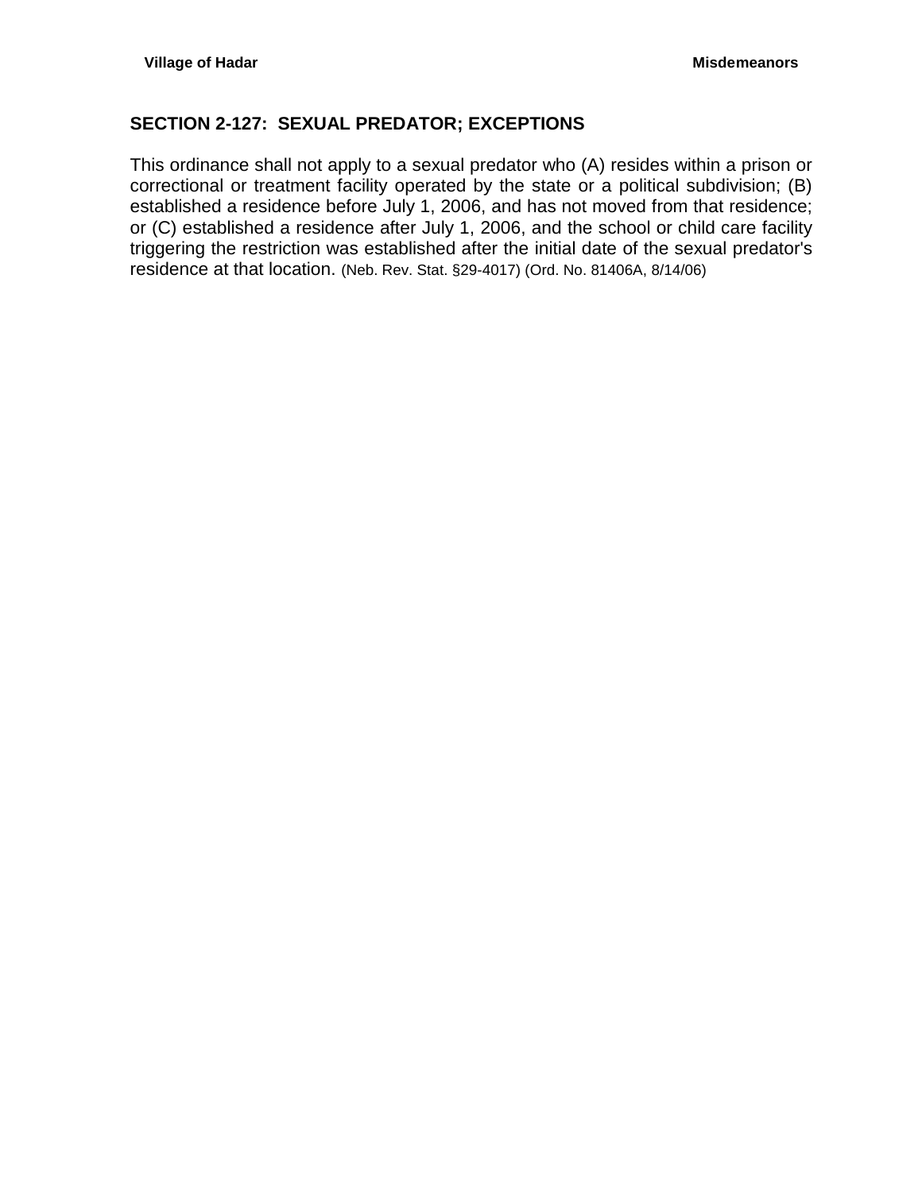## SECTION 2-127: SEXUAL PREDATOR; EXCEPTIONS

This ordinance shall not apply to a sexual predator who (A) resides within a prison or correctional or treatment facility operated by the state or a political subdivision; (B) established a residence before July 1, 2006, and has not moved from that residence; or (C) established a residence after July 1, 2006, and the school or child care facility triggering the restriction was established after the initial date of the sexual predator's residence at that location. (Neb. Rev. Stat. §29-4017) (Ord. No. 81406A, 8/14/06)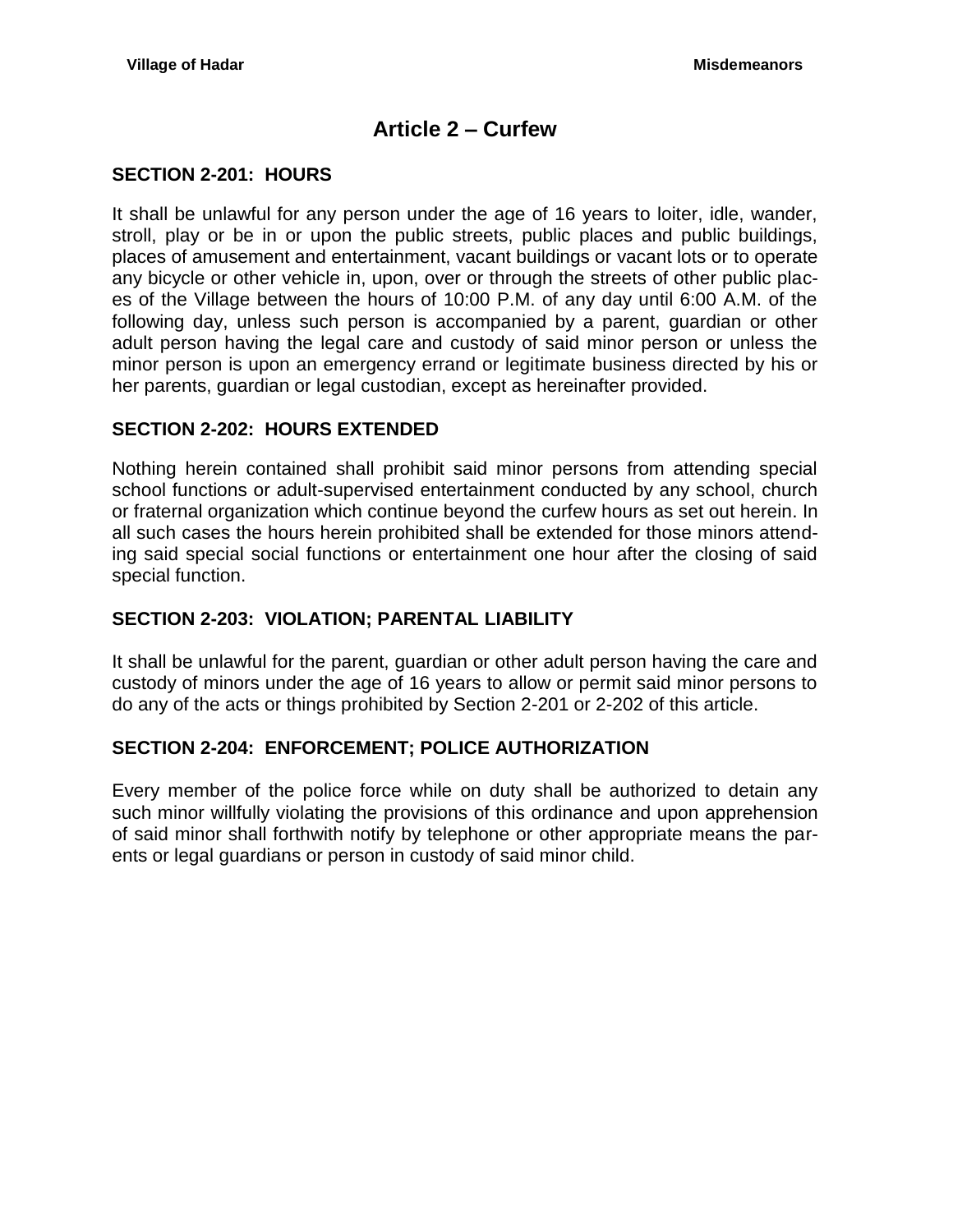# Article 2 – Curfew

### SECTION 2-201: HOURS

It shall be unlawful for any person under the age of 16 years to loiter, idle, wander, stroll, play or be in or upon the public streets, public places and public buildings, places of amusement and entertainment, vacant buildings or vacant lots or to operate any bicycle or other vehicle in, upon, over or through the streets of other public places of the Village between the hours of 10:00 P.M. of any day until 6:00 A.M. of the following day, unless such person is accompanied by a parent, guardian or other adult person having the legal care and custody of said minor person or unless the minor person is upon an emergency errand or legitimate business directed by his or her parents, guardian or legal custodian, except as hereinafter provided.

### SECTION 2-202: HOURS EXTENDED

Nothing herein contained shall prohibit said minor persons from attending special school functions or adult-supervised entertainment conducted by any school, church or fraternal organization which continue beyond the curfew hours as set out herein. In all such cases the hours herein prohibited shall be extended for those minors attending said special social functions or entertainment one hour after the closing of said special function.

### SECTION 2-203: VIOLATION; PARENTAL LIABILITY

It shall be unlawful for the parent, guardian or other adult person having the care and custody of minors under the age of 16 years to allow or permit said minor persons to do any of the acts or things prohibited by Section 2-201 or 2-202 of this article.

### SECTION 2-204: ENFORCEMENT; POLICE AUTHORIZATION

Every member of the police force while on duty shall be authorized to detain any such minor willfully violating the provisions of this ordinance and upon apprehension of said minor shall forthwith notify by telephone or other appropriate means the parents or legal guardians or person in custody of said minor child.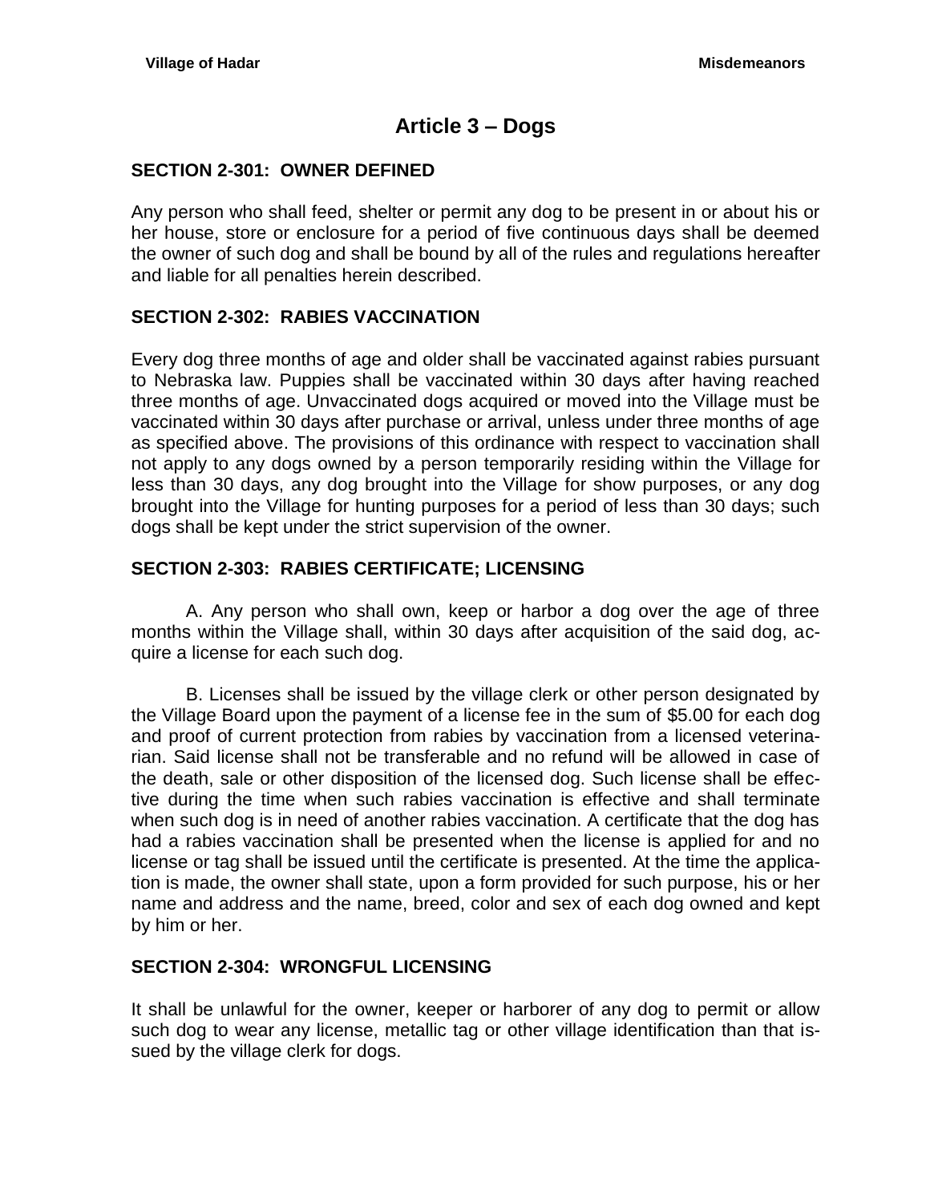# Article 3 – Dogs

## SECTION 2-301: OWNER DEFINED

Any person who shall feed, shelter or permit any dog to be present in or about his or her house, store or enclosure for a period of five continuous days shall be deemed the owner of such dog and shall be bound by all of the rules and regulations hereafter and liable for all penalties herein described.

## SECTION 2-302: RABIES VACCINATION

Every dog three months of age and older shall be vaccinated against rabies pursuant to Nebraska law. Puppies shall be vaccinated within 30 days after having reached three months of age. Unvaccinated dogs acquired or moved into the Village must be vaccinated within 30 days after purchase or arrival, unless under three months of age as specified above. The provisions of this ordinance with respect to vaccination shall not apply to any dogs owned by a person temporarily residing within the Village for less than 30 days, any dog brought into the Village for show purposes, or any dog brought into the Village for hunting purposes for a period of less than 30 days; such dogs shall be kept under the strict supervision of the owner.

## SECTION 2-303: RABIES CERTIFICATE; LICENSING

A. Any person who shall own, keep or harbor a dog over the age of three months within the Village shall, within 30 days after acquisition of the said dog, acquire a license for each such dog.

B. Licenses shall be issued by the village clerk or other person designated by the Village Board upon the payment of a license fee in the sum of $5.00 for each dog and proof of current protection from rabies by vaccination from a licensed veterinarian. Said license shall not be transferable and no refund will be allowed in case of the death, sale or other disposition of the licensed dog. Such license shall be effective during the time when such rabies vaccination is effective and shall terminate when such dog is in need of another rabies vaccination. A certificate that the dog has had a rabies vaccination shall be presented when the license is applied for and no license or tag shall be issued until the certificate is presented. At the time the application is made, the owner shall state, upon a form provided for such purpose, his or her name and address and the name, breed, color and sex of each dog owned and kept by him or her.

## SECTION 2-304: WRONGFUL LICENSING

It shall be unlawful for the owner, keeper or harborer of any dog to permit or allow such dog to wear any license, metallic tag or other village identification than that issued by the village clerk for dogs.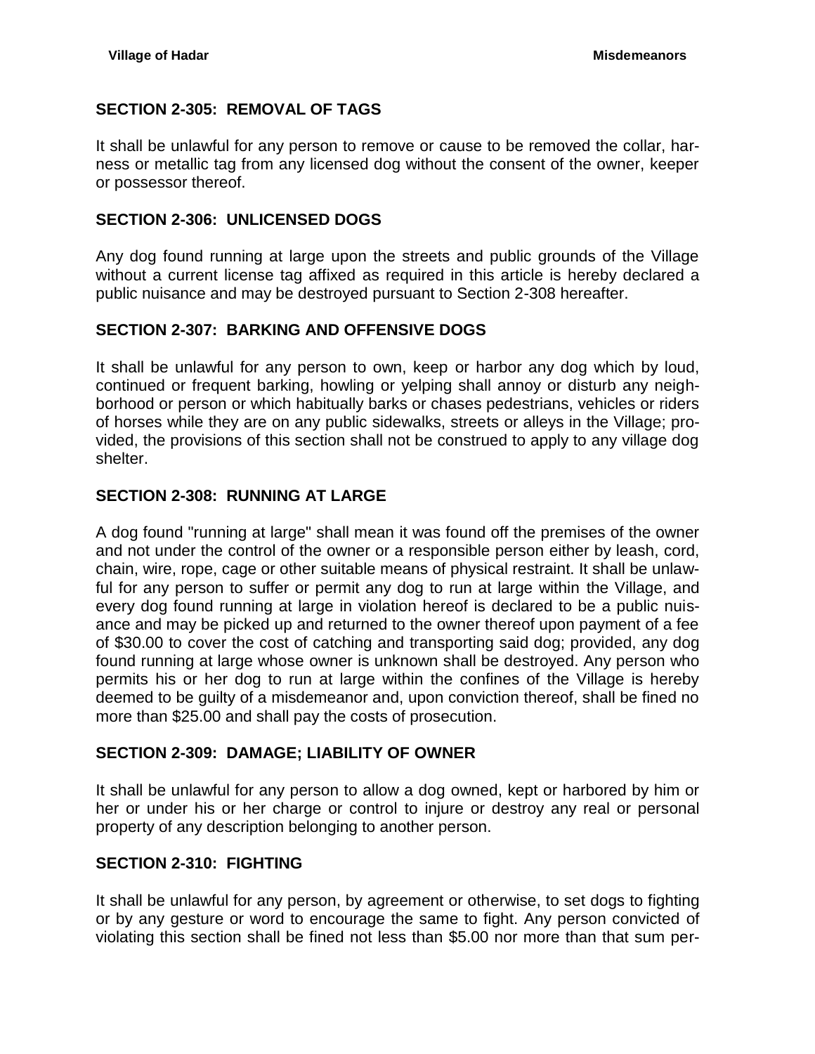## SECTION 2-305: REMOVAL OF TAGS

It shall be unlawful for any person to remove or cause to be removed the collar, harness or metallic tag from any licensed dog without the consent of the owner, keeper or possessor thereof.

## SECTION 2-306: UNLICENSED DOGS

Any dog found running at large upon the streets and public grounds of the Village without a current license tag affixed as required in this article is hereby declared a public nuisance and may be destroyed pursuant to Section 2-308 hereafter.

## SECTION 2-307: BARKING AND OFFENSIVE DOGS

It shall be unlawful for any person to own, keep or harbor any dog which by loud, continued or frequent barking, howling or yelping shall annoy or disturb any neighborhood or person or which habitually barks or chases pedestrians, vehicles or riders of horses while they are on any public sidewalks, streets or alleys in the Village; provided, the provisions of this section shall not be construed to apply to any village dog shelter.

## SECTION 2-308: RUNNING AT LARGE

A dog found "running at large" shall mean it was found off the premises of the owner and not under the control of the owner or a responsible person either by leash, cord, chain, wire, rope, cage or other suitable means of physical restraint. It shall be unlawful for any person to suffer or permit any dog to run at large within the Village, and every dog found running at large in violation hereof is declared to be a public nuisance and may be picked up and returned to the owner thereof upon payment of a fee of $30.00 to cover the cost of catching and transporting said dog; provided, any dog found running at large whose owner is unknown shall be destroyed. Any person who permits his or her dog to run at large within the confines of the Village is hereby deemed to be guilty of a misdemeanor and, upon conviction thereof, shall be fined no more than $25.00 and shall pay the costs of prosecution.

## SECTION 2-309: DAMAGE; LIABILITY OF OWNER

It shall be unlawful for any person to allow a dog owned, kept or harbored by him or her or under his or her charge or control to injure or destroy any real or personal property of any description belonging to another person.

## SECTION 2-310: FIGHTING

It shall be unlawful for any person, by agreement or otherwise, to set dogs to fighting or by any gesture or word to encourage the same to fight. Any person convicted of violating this section shall be fined not less than $5.00 nor more than that sum per-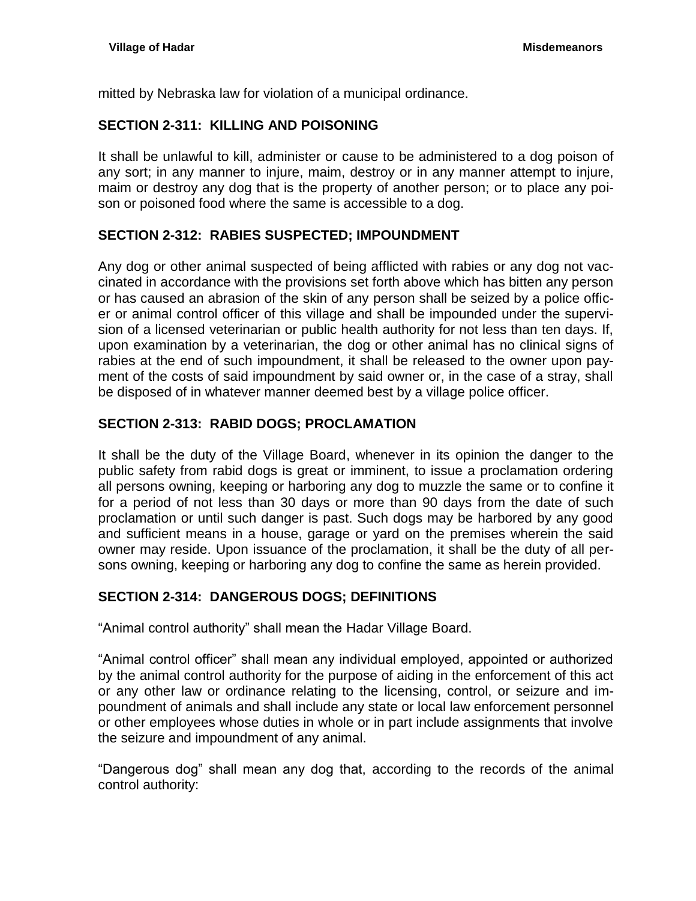mitted by Nebraska law for violation of a municipal ordinance.

## SECTION 2-311: KILLING AND POISONING

It shall be unlawful to kill, administer or cause to be administered to a dog poison of any sort; in any manner to injure, maim, destroy or in any manner attempt to injure, maim or destroy any dog that is the property of another person; or to place any poison or poisoned food where the same is accessible to a dog.

## SECTION 2-312: RABIES SUSPECTED; IMPOUNDMENT

Any dog or other animal suspected of being afflicted with rabies or any dog not vaccinated in accordance with the provisions set forth above which has bitten any person or has caused an abrasion of the skin of any person shall be seized by a police officer or animal control officer of this village and shall be impounded under the supervision of a licensed veterinarian or public health authority for not less than ten days. If, upon examination by a veterinarian, the dog or other animal has no clinical signs of rabies at the end of such impoundment, it shall be released to the owner upon payment of the costs of said impoundment by said owner or, in the case of a stray, shall be disposed of in whatever manner deemed best by a village police officer.

## SECTION 2-313: RABID DOGS; PROCLAMATION

It shall be the duty of the Village Board, whenever in its opinion the danger to the public safety from rabid dogs is great or imminent, to issue a proclamation ordering all persons owning, keeping or harboring any dog to muzzle the same or to confine it for a period of not less than 30 days or more than 90 days from the date of such proclamation or until such danger is past. Such dogs may be harbored by any good and sufficient means in a house, garage or yard on the premises wherein the said owner may reside. Upon issuance of the proclamation, it shall be the duty of all persons owning, keeping or harboring any dog to confine the same as herein provided.

## SECTION 2-314: DANGEROUS DOGS; DEFINITIONS

"Animal control authority" shall mean the Hadar Village Board.

"Animal control officer" shall mean any individual employed, appointed or authorized by the animal control authority for the purpose of aiding in the enforcement of this act or any other law or ordinance relating to the licensing, control, or seizure and impoundment of animals and shall include any state or local law enforcement personnel or other employees whose duties in whole or in part include assignments that involve the seizure and impoundment of any animal.

"Dangerous dog" shall mean any dog that, according to the records of the animal control authority: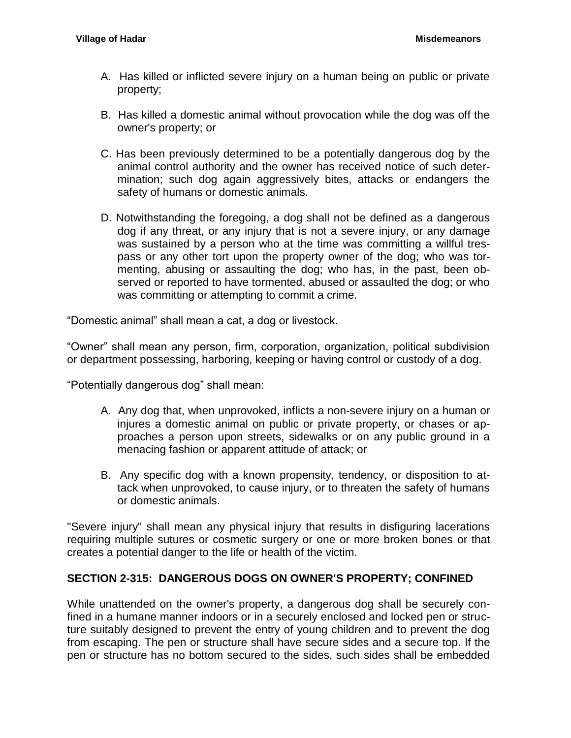A. Has killed or inflicted severe injury on a human being on public or private property;

B. Has killed a domestic animal without provocation while the dog was off the owner's property; or

C. Has been previously determined to be a potentially dangerous dog by the animal control authority and the owner has received notice of such determination; such dog again aggressively bites, attacks or endangers the safety of humans or domestic animals.

D. Notwithstanding the foregoing, a dog shall not be defined as a dangerous dog if any threat, or any injury that is not a severe injury, or any damage was sustained by a person who at the time was committing a willful trespass or any other tort upon the property owner of the dog; who was tormenting, abusing or assaulting the dog; who has, in the past, been observed or reported to have tormented, abused or assaulted the dog; or who was committing or attempting to commit a crime.

"Domestic animal" shall mean a cat, a dog or livestock.

"Owner" shall mean any person, firm, corporation, organization, political subdivision or department possessing, harboring, keeping or having control or custody of a dog.

"Potentially dangerous dog" shall mean:

A. Any dog that, when unprovoked, inflicts a non-severe injury on a human or injures a domestic animal on public or private property, or chases or approaches a person upon streets, sidewalks or on any public ground in a menacing fashion or apparent attitude of attack; or

B. Any specific dog with a known propensity, tendency, or disposition to attack when unprovoked, to cause injury, or to threaten the safety of humans or domestic animals.

"Severe injury" shall mean any physical injury that results in disfiguring lacerations requiring multiple sutures or cosmetic surgery or one or more broken bones or that creates a potential danger to the life or health of the victim.

## SECTION 2-315: DANGEROUS DOGS ON OWNER'S PROPERTY; CONFINED

While unattended on the owner's property, a dangerous dog shall be securely confined in a humane manner indoors or in a securely enclosed and locked pen or structure suitably designed to prevent the entry of young children and to prevent the dog from escaping. The pen or structure shall have secure sides and a secure top. If the pen or structure has no bottom secured to the sides, such sides shall be embedded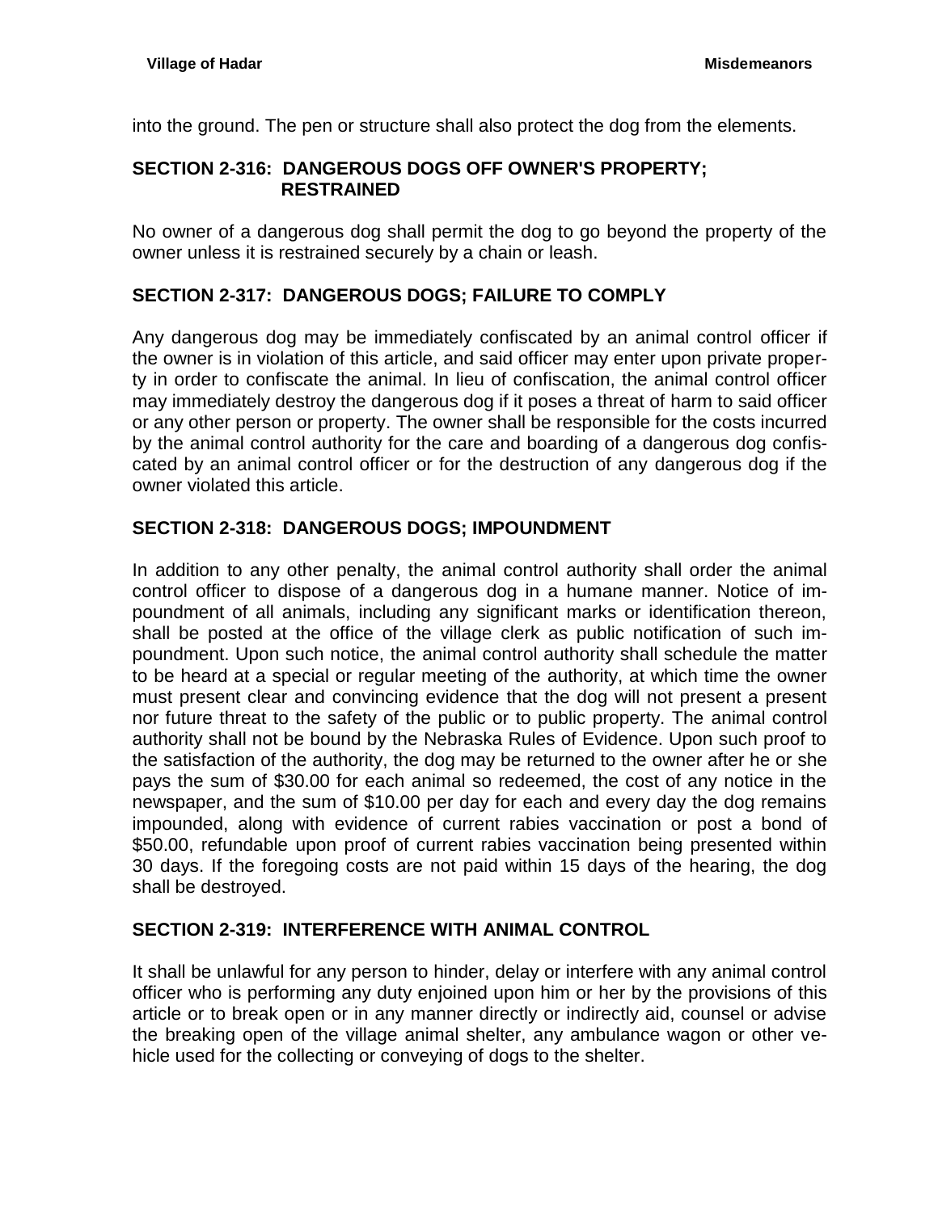into the ground. The pen or structure shall also protect the dog from the elements.

### SECTION 2-316: DANGEROUS DOGS OFF OWNER'S PROPERTY; RESTRAINED

No owner of a dangerous dog shall permit the dog to go beyond the property of the owner unless it is restrained securely by a chain or leash.

### SECTION 2-317: DANGEROUS DOGS; FAILURE TO COMPLY

Any dangerous dog may be immediately confiscated by an animal control officer if the owner is in violation of this article, and said officer may enter upon private property in order to confiscate the animal. In lieu of confiscation, the animal control officer may immediately destroy the dangerous dog if it poses a threat of harm to said officer or any other person or property. The owner shall be responsible for the costs incurred by the animal control authority for the care and boarding of a dangerous dog confiscated by an animal control officer or for the destruction of any dangerous dog if the owner violated this article.

### SECTION 2-318: DANGEROUS DOGS; IMPOUNDMENT

In addition to any other penalty, the animal control authority shall order the animal control officer to dispose of a dangerous dog in a humane manner. Notice of impoundment of all animals, including any significant marks or identification thereon, shall be posted at the office of the village clerk as public notification of such impoundment. Upon such notice, the animal control authority shall schedule the matter to be heard at a special or regular meeting of the authority, at which time the owner must present clear and convincing evidence that the dog will not present a present nor future threat to the safety of the public or to public property. The animal control authority shall not be bound by the Nebraska Rules of Evidence. Upon such proof to the satisfaction of the authority, the dog may be returned to the owner after he or she pays the sum of $30.00 for each animal so redeemed, the cost of any notice in the newspaper, and the sum of $10.00 per day for each and every day the dog remains impounded, along with evidence of current rabies vaccination or post a bond of $50.00, refundable upon proof of current rabies vaccination being presented within 30 days. If the foregoing costs are not paid within 15 days of the hearing, the dog shall be destroyed.

### SECTION 2-319: INTERFERENCE WITH ANIMAL CONTROL

It shall be unlawful for any person to hinder, delay or interfere with any animal control officer who is performing any duty enjoined upon him or her by the provisions of this article or to break open or in any manner directly or indirectly aid, counsel or advise the breaking open of the village animal shelter, any ambulance wagon or other vehicle used for the collecting or conveying of dogs to the shelter.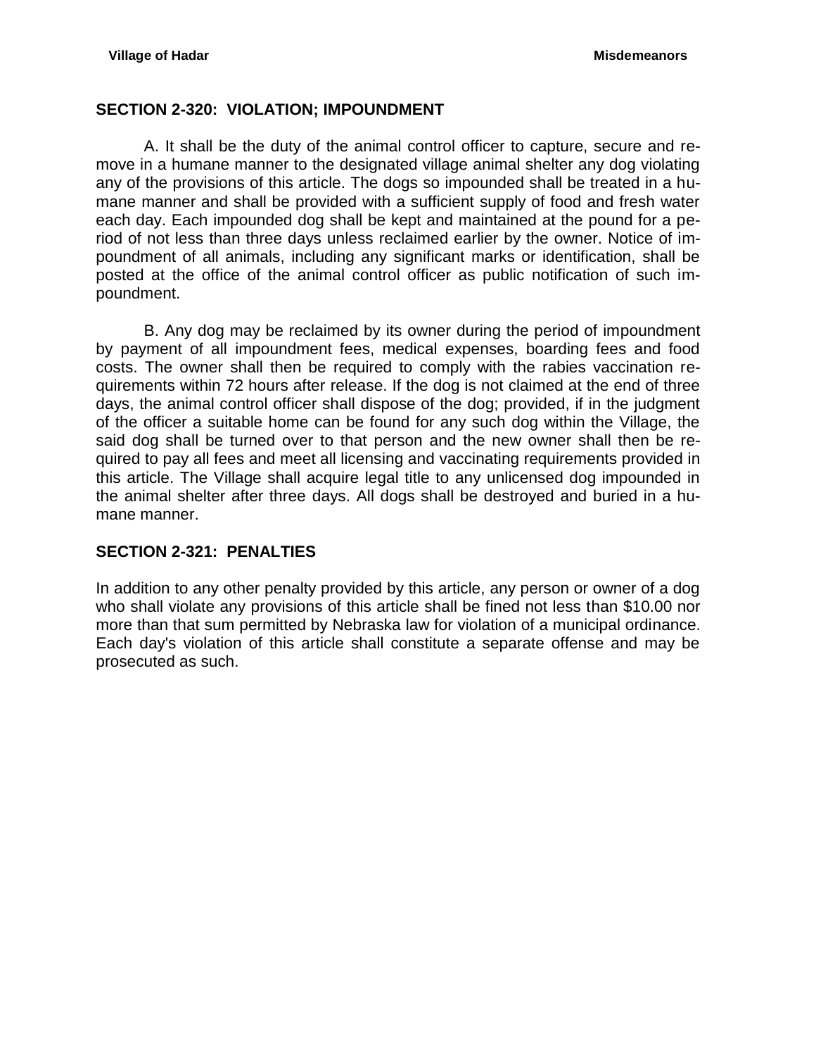## SECTION 2-320: VIOLATION; IMPOUNDMENT

A. It shall be the duty of the animal control officer to capture, secure and remove in a humane manner to the designated village animal shelter any dog violating any of the provisions of this article. The dogs so impounded shall be treated in a humane manner and shall be provided with a sufficient supply of food and fresh water each day. Each impounded dog shall be kept and maintained at the pound for a period of not less than three days unless reclaimed earlier by the owner. Notice of impoundment of all animals, including any significant marks or identification, shall be posted at the office of the animal control officer as public notification of such impoundment.

B. Any dog may be reclaimed by its owner during the period of impoundment by payment of all impoundment fees, medical expenses, boarding fees and food costs. The owner shall then be required to comply with the rabies vaccination requirements within 72 hours after release. If the dog is not claimed at the end of three days, the animal control officer shall dispose of the dog; provided, if in the judgment of the officer a suitable home can be found for any such dog within the Village, the said dog shall be turned over to that person and the new owner shall then be required to pay all fees and meet all licensing and vaccinating requirements provided in this article. The Village shall acquire legal title to any unlicensed dog impounded in the animal shelter after three days. All dogs shall be destroyed and buried in a humane manner.

## SECTION 2-321: PENALTIES

In addition to any other penalty provided by this article, any person or owner of a dog who shall violate any provisions of this article shall be fined not less than $10.00 nor more than that sum permitted by Nebraska law for violation of a municipal ordinance. Each day's violation of this article shall constitute a separate offense and may be prosecuted as such.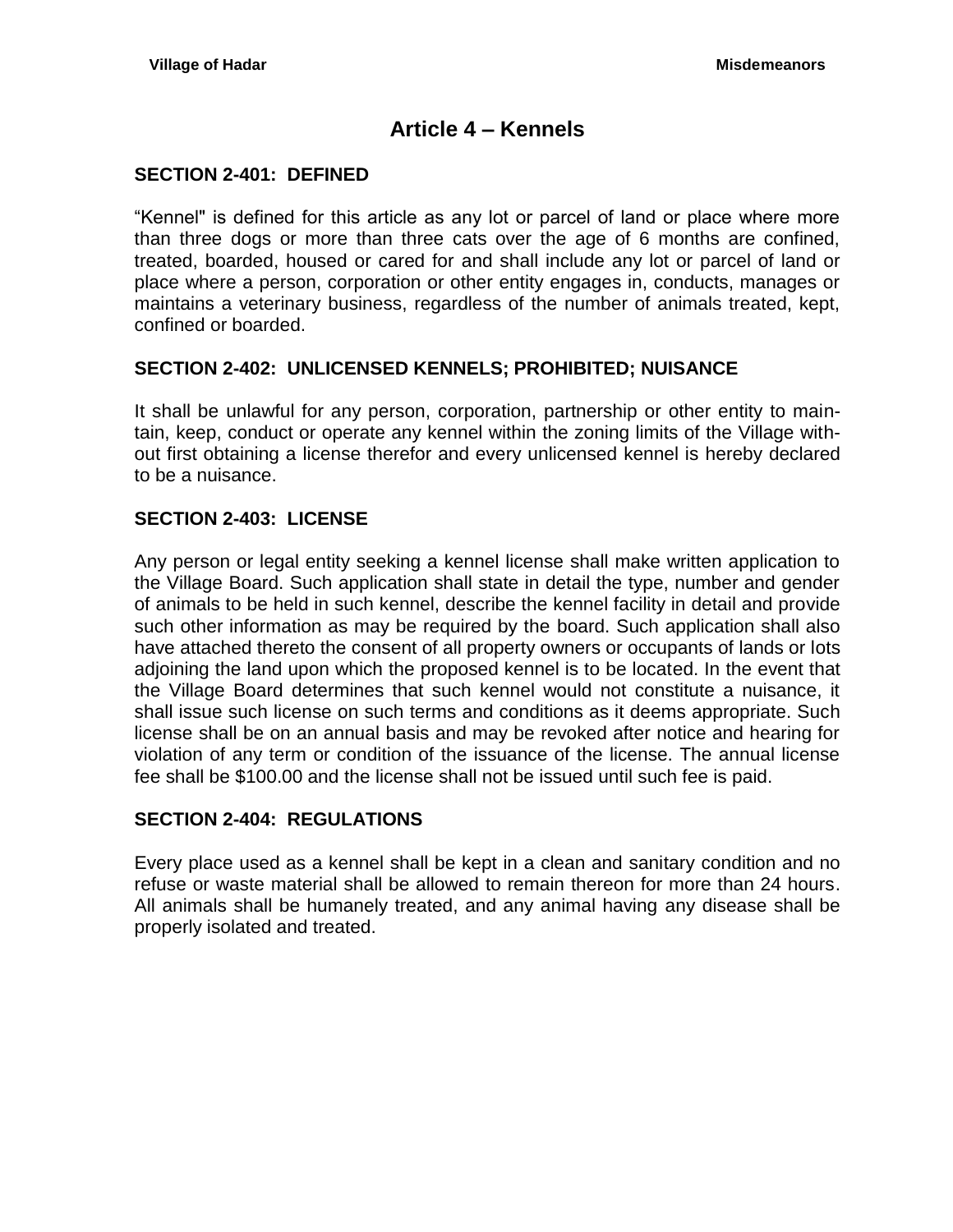# Article 4 – Kennels

## SECTION 2-401: DEFINED

“Kennel" is defined for this article as any lot or parcel of land or place where more than three dogs or more than three cats over the age of 6 months are confined, treated, boarded, housed or cared for and shall include any lot or parcel of land or place where a person, corporation or other entity engages in, conducts, manages or maintains a veterinary business, regardless of the number of animals treated, kept, confined or boarded.

## SECTION 2-402: UNLICENSED KENNELS; PROHIBITED; NUISANCE

It shall be unlawful for any person, corporation, partnership or other entity to maintain, keep, conduct or operate any kennel within the zoning limits of the Village without first obtaining a license therefor and every unlicensed kennel is hereby declared to be a nuisance.

## SECTION 2-403: LICENSE

Any person or legal entity seeking a kennel license shall make written application to the Village Board. Such application shall state in detail the type, number and gender of animals to be held in such kennel, describe the kennel facility in detail and provide such other information as may be required by the board. Such application shall also have attached thereto the consent of all property owners or occupants of lands or lots adjoining the land upon which the proposed kennel is to be located. In the event that the Village Board determines that such kennel would not constitute a nuisance, it shall issue such license on such terms and conditions as it deems appropriate. Such license shall be on an annual basis and may be revoked after notice and hearing for violation of any term or condition of the issuance of the license. The annual license fee shall be $100.00 and the license shall not be issued until such fee is paid.

## SECTION 2-404: REGULATIONS

Every place used as a kennel shall be kept in a clean and sanitary condition and no refuse or waste material shall be allowed to remain thereon for more than 24 hours. All animals shall be humanely treated, and any animal having any disease shall be properly isolated and treated.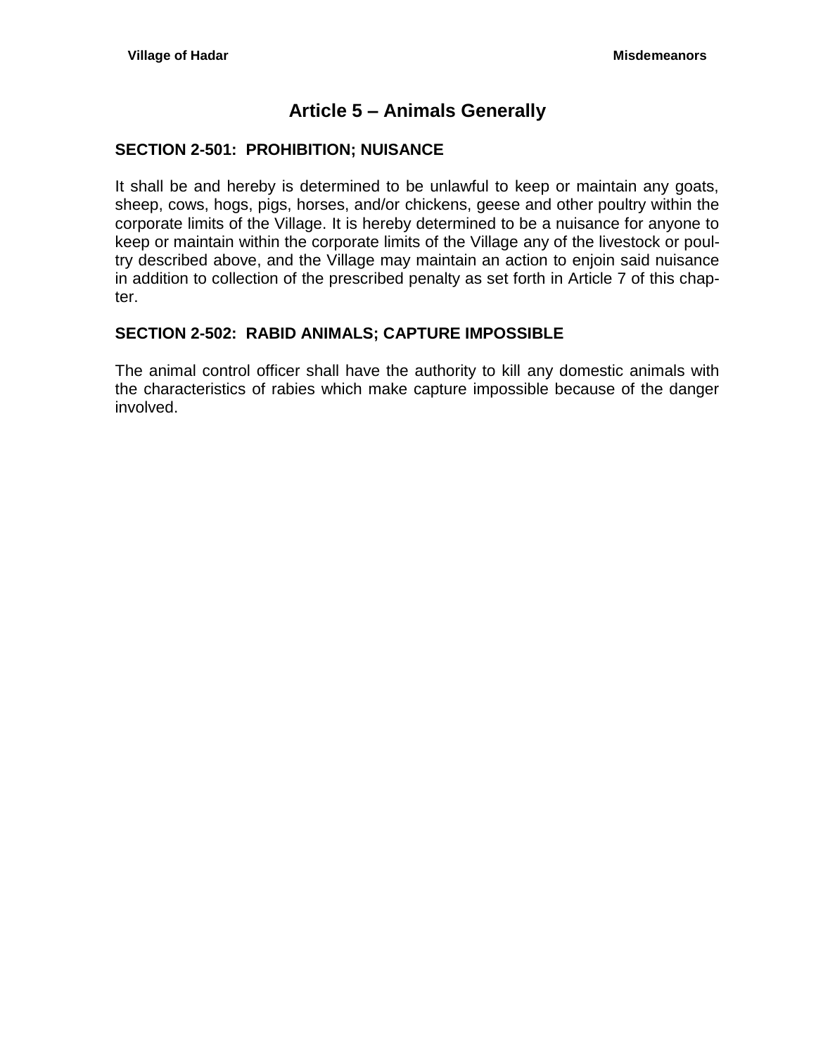# Article 5 – Animals Generally

## SECTION 2-501: PROHIBITION; NUISANCE

It shall be and hereby is determined to be unlawful to keep or maintain any goats, sheep, cows, hogs, pigs, horses, and/or chickens, geese and other poultry within the corporate limits of the Village. It is hereby determined to be a nuisance for anyone to keep or maintain within the corporate limits of the Village any of the livestock or poultry described above, and the Village may maintain an action to enjoin said nuisance in addition to collection of the prescribed penalty as set forth in Article 7 of this chapter.

## SECTION 2-502: RABID ANIMALS; CAPTURE IMPOSSIBLE

The animal control officer shall have the authority to kill any domestic animals with the characteristics of rabies which make capture impossible because of the danger involved.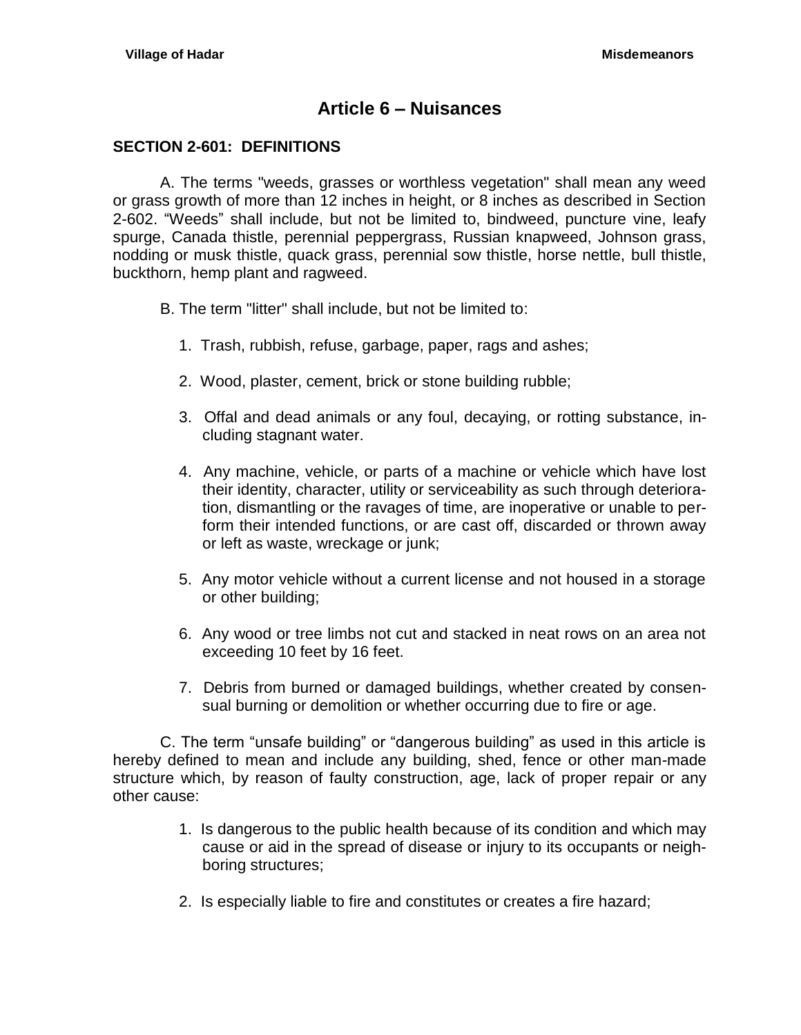# Article 6 – Nuisances

## SECTION 2-601: DEFINITIONS

A. The terms "weeds, grasses or worthless vegetation" shall mean any weed or grass growth of more than 12 inches in height, or 8 inches as described in Section 2-602. "Weeds" shall include, but not be limited to, bindweed, puncture vine, leafy spurge, Canada thistle, perennial peppergrass, Russian knapweed, Johnson grass, nodding or musk thistle, quack grass, perennial sow thistle, horse nettle, bull thistle, buckthorn, hemp plant and ragweed.

B. The term "litter" shall include, but not be limited to:

1. Trash, rubbish, refuse, garbage, paper, rags and ashes;
2. Wood, plaster, cement, brick or stone building rubble;
3. Offal and dead animals or any foul, decaying, or rotting substance, including stagnant water.
4. Any machine, vehicle, or parts of a machine or vehicle which have lost their identity, character, utility or serviceability as such through deterioration, dismantling or the ravages of time, are inoperative or unable to perform their intended functions, or are cast off, discarded or thrown away or left as waste, wreckage or junk;
5. Any motor vehicle without a current license and not housed in a storage or other building;
6. Any wood or tree limbs not cut and stacked in neat rows on an area not exceeding 10 feet by 16 feet.
7. Debris from burned or damaged buildings, whether created by consensual burning or demolition or whether occurring due to fire or age.

C. The term "unsafe building" or "dangerous building" as used in this article is hereby defined to mean and include any building, shed, fence or other man-made structure which, by reason of faulty construction, age, lack of proper repair or any other cause:

1. Is dangerous to the public health because of its condition and which may cause or aid in the spread of disease or injury to its occupants or neighboring structures;
2. Is especially liable to fire and constitutes or creates a fire hazard;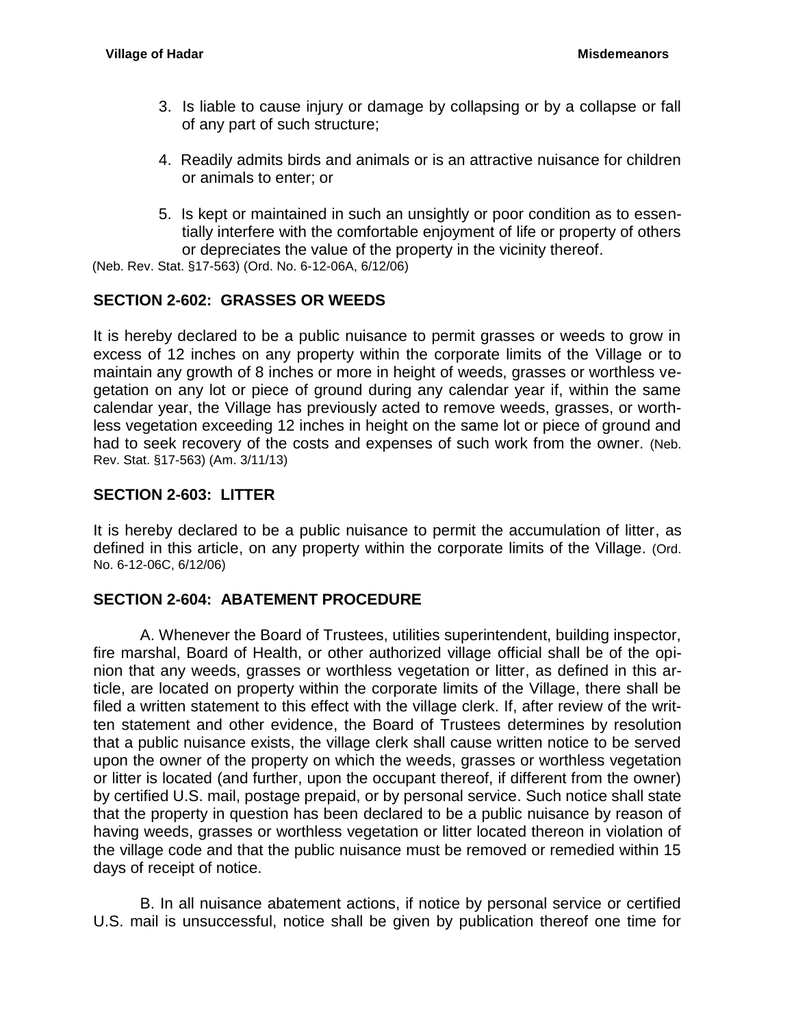3. Is liable to cause injury or damage by collapsing or by a collapse or fall of any part of such structure;

4. Readily admits birds and animals or is an attractive nuisance for children or animals to enter; or

5. Is kept or maintained in such an unsightly or poor condition as to essentially interfere with the comfortable enjoyment of life or property of others or depreciates the value of the property in the vicinity thereof.

(Neb. Rev. Stat. §17-563) (Ord. No. 6-12-06A, 6/12/06)

## SECTION 2-602: GRASSES OR WEEDS

It is hereby declared to be a public nuisance to permit grasses or weeds to grow in excess of 12 inches on any property within the corporate limits of the Village or to maintain any growth of 8 inches or more in height of weeds, grasses or worthless vegetation on any lot or piece of ground during any calendar year if, within the same calendar year, the Village has previously acted to remove weeds, grasses, or worthless vegetation exceeding 12 inches in height on the same lot or piece of ground and had to seek recovery of the costs and expenses of such work from the owner. (Neb. Rev. Stat. §17-563) (Am. 3/11/13)

## SECTION 2-603: LITTER

It is hereby declared to be a public nuisance to permit the accumulation of litter, as defined in this article, on any property within the corporate limits of the Village. (Ord. No. 6-12-06C, 6/12/06)

## SECTION 2-604: ABATEMENT PROCEDURE

A. Whenever the Board of Trustees, utilities superintendent, building inspector, fire marshal, Board of Health, or other authorized village official shall be of the opinion that any weeds, grasses or worthless vegetation or litter, as defined in this article, are located on property within the corporate limits of the Village, there shall be filed a written statement to this effect with the village clerk. If, after review of the written statement and other evidence, the Board of Trustees determines by resolution that a public nuisance exists, the village clerk shall cause written notice to be served upon the owner of the property on which the weeds, grasses or worthless vegetation or litter is located (and further, upon the occupant thereof, if different from the owner) by certified U.S. mail, postage prepaid, or by personal service. Such notice shall state that the property in question has been declared to be a public nuisance by reason of having weeds, grasses or worthless vegetation or litter located thereon in violation of the village code and that the public nuisance must be removed or remedied within 15 days of receipt of notice.

B. In all nuisance abatement actions, if notice by personal service or certified U.S. mail is unsuccessful, notice shall be given by publication thereof one time for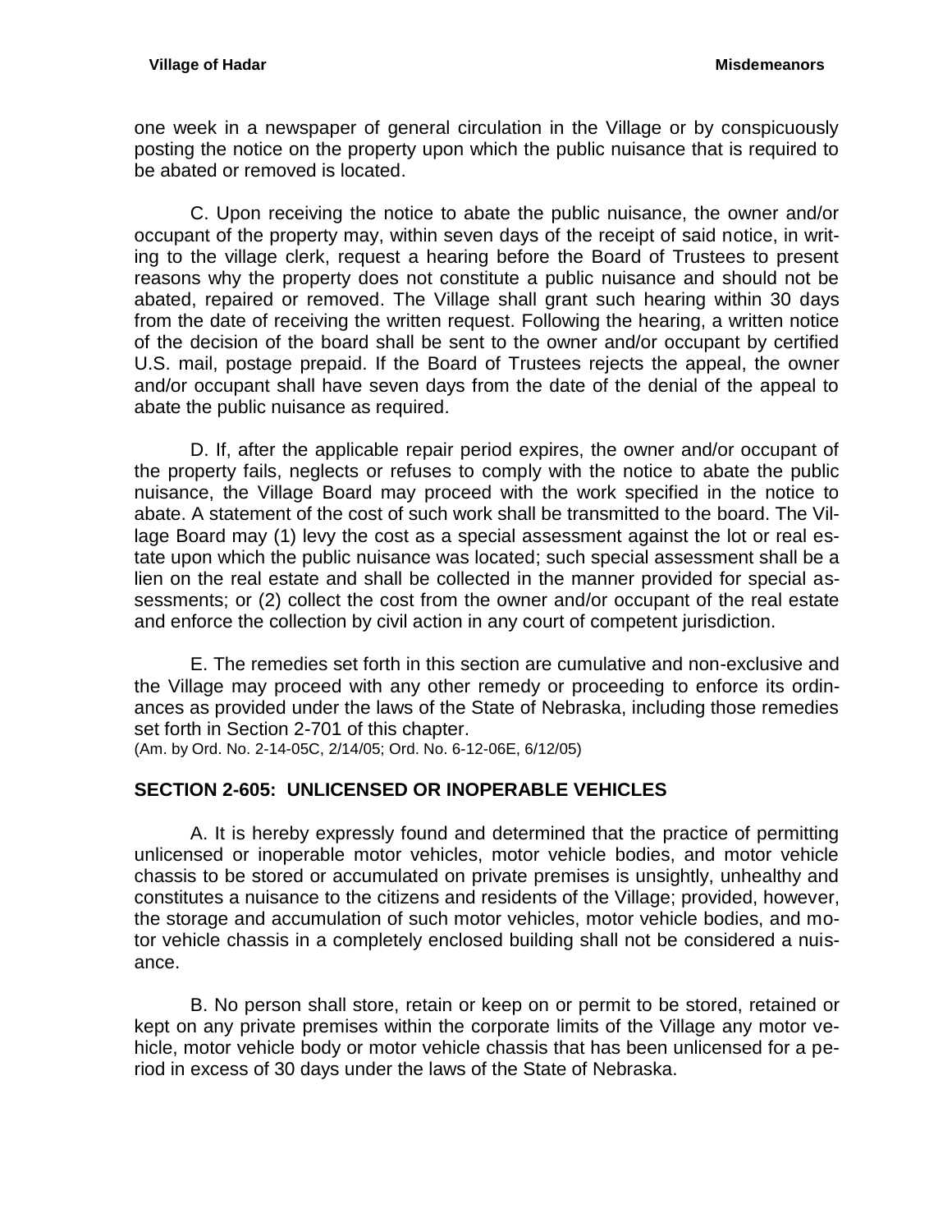one week in a newspaper of general circulation in the Village or by conspicuously posting the notice on the property upon which the public nuisance that is required to be abated or removed is located.

C. Upon receiving the notice to abate the public nuisance, the owner and/or occupant of the property may, within seven days of the receipt of said notice, in writing to the village clerk, request a hearing before the Board of Trustees to present reasons why the property does not constitute a public nuisance and should not be abated, repaired or removed. The Village shall grant such hearing within 30 days from the date of receiving the written request. Following the hearing, a written notice of the decision of the board shall be sent to the owner and/or occupant by certified U.S. mail, postage prepaid. If the Board of Trustees rejects the appeal, the owner and/or occupant shall have seven days from the date of the denial of the appeal to abate the public nuisance as required.

D. If, after the applicable repair period expires, the owner and/or occupant of the property fails, neglects or refuses to comply with the notice to abate the public nuisance, the Village Board may proceed with the work specified in the notice to abate. A statement of the cost of such work shall be transmitted to the board. The Village Board may (1) levy the cost as a special assessment against the lot or real estate upon which the public nuisance was located; such special assessment shall be a lien on the real estate and shall be collected in the manner provided for special assessments; or (2) collect the cost from the owner and/or occupant of the real estate and enforce the collection by civil action in any court of competent jurisdiction.

E. The remedies set forth in this section are cumulative and non-exclusive and the Village may proceed with any other remedy or proceeding to enforce its ordinances as provided under the laws of the State of Nebraska, including those remedies set forth in Section 2-701 of this chapter.
(Am. by Ord. No. 2-14-05C, 2/14/05; Ord. No. 6-12-06E, 6/12/05)

## SECTION 2-605: UNLICENSED OR INOPERABLE VEHICLES

A. It is hereby expressly found and determined that the practice of permitting unlicensed or inoperable motor vehicles, motor vehicle bodies, and motor vehicle chassis to be stored or accumulated on private premises is unsightly, unhealthy and constitutes a nuisance to the citizens and residents of the Village; provided, however, the storage and accumulation of such motor vehicles, motor vehicle bodies, and motor vehicle chassis in a completely enclosed building shall not be considered a nuisance.

B. No person shall store, retain or keep on or permit to be stored, retained or kept on any private premises within the corporate limits of the Village any motor vehicle, motor vehicle body or motor vehicle chassis that has been unlicensed for a period in excess of 30 days under the laws of the State of Nebraska.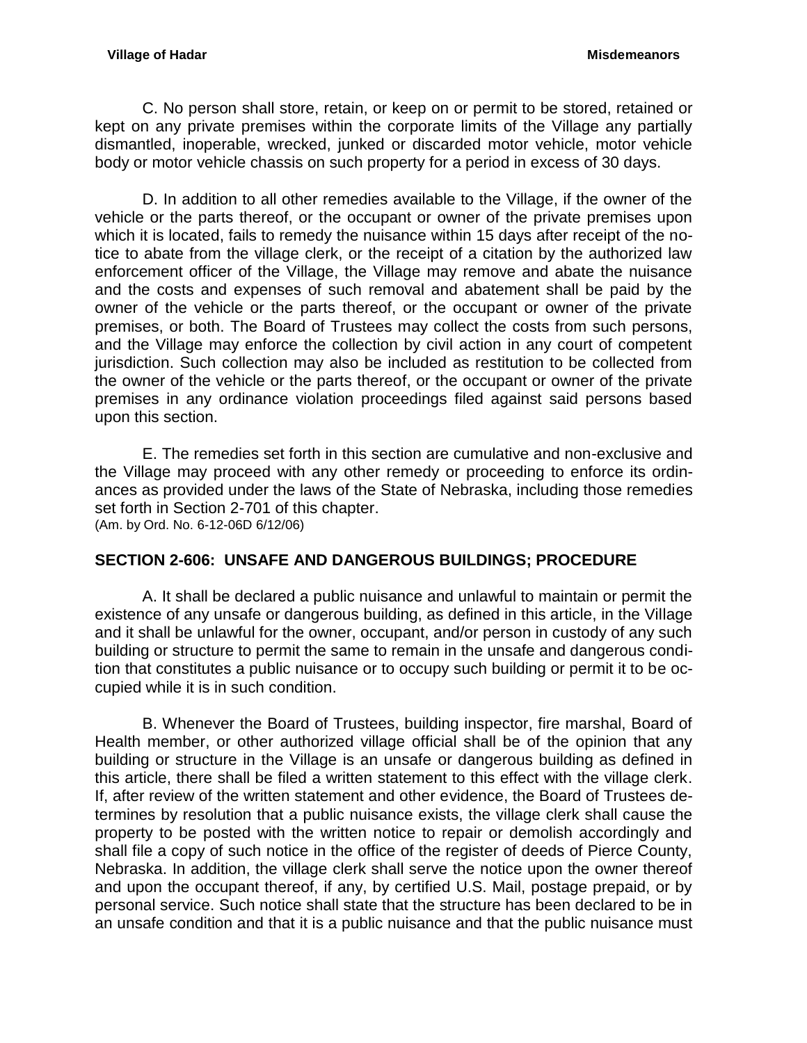C. No person shall store, retain, or keep on or permit to be stored, retained or kept on any private premises within the corporate limits of the Village any partially dismantled, inoperable, wrecked, junked or discarded motor vehicle, motor vehicle body or motor vehicle chassis on such property for a period in excess of 30 days.

D. In addition to all other remedies available to the Village, if the owner of the vehicle or the parts thereof, or the occupant or owner of the private premises upon which it is located, fails to remedy the nuisance within 15 days after receipt of the notice to abate from the village clerk, or the receipt of a citation by the authorized law enforcement officer of the Village, the Village may remove and abate the nuisance and the costs and expenses of such removal and abatement shall be paid by the owner of the vehicle or the parts thereof, or the occupant or owner of the private premises, or both. The Board of Trustees may collect the costs from such persons, and the Village may enforce the collection by civil action in any court of competent jurisdiction. Such collection may also be included as restitution to be collected from the owner of the vehicle or the parts thereof, or the occupant or owner of the private premises in any ordinance violation proceedings filed against said persons based upon this section.

E. The remedies set forth in this section are cumulative and non-exclusive and the Village may proceed with any other remedy or proceeding to enforce its ordinances as provided under the laws of the State of Nebraska, including those remedies set forth in Section 2-701 of this chapter.
(Am. by Ord. No. 6-12-06D 6/12/06)

## SECTION 2-606: UNSAFE AND DANGEROUS BUILDINGS; PROCEDURE

A. It shall be declared a public nuisance and unlawful to maintain or permit the existence of any unsafe or dangerous building, as defined in this article, in the Village and it shall be unlawful for the owner, occupant, and/or person in custody of any such building or structure to permit the same to remain in the unsafe and dangerous condition that constitutes a public nuisance or to occupy such building or permit it to be occupied while it is in such condition.

B. Whenever the Board of Trustees, building inspector, fire marshal, Board of Health member, or other authorized village official shall be of the opinion that any building or structure in the Village is an unsafe or dangerous building as defined in this article, there shall be filed a written statement to this effect with the village clerk. If, after review of the written statement and other evidence, the Board of Trustees determines by resolution that a public nuisance exists, the village clerk shall cause the property to be posted with the written notice to repair or demolish accordingly and shall file a copy of such notice in the office of the register of deeds of Pierce County, Nebraska. In addition, the village clerk shall serve the notice upon the owner thereof and upon the occupant thereof, if any, by certified U.S. Mail, postage prepaid, or by personal service. Such notice shall state that the structure has been declared to be in an unsafe condition and that it is a public nuisance and that the public nuisance must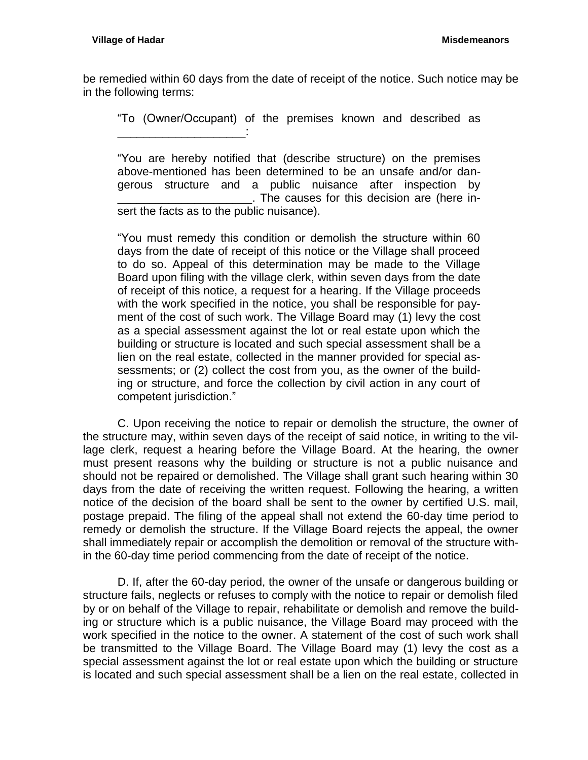be remedied within 60 days from the date of receipt of the notice. Such notice may be in the following terms:

> "To (Owner/Occupant) of the premises known and described as ___________________:
>
> "You are hereby notified that (describe structure) on the premises above-mentioned has been determined to be an unsafe and/or dangerous structure and a public nuisance after inspection by ____________________. The causes for this decision are (here insert the facts as to the public nuisance).
>
> "You must remedy this condition or demolish the structure within 60 days from the date of receipt of this notice or the Village shall proceed to do so. Appeal of this determination may be made to the Village Board upon filing with the village clerk, within seven days from the date of receipt of this notice, a request for a hearing. If the Village proceeds with the work specified in the notice, you shall be responsible for payment of the cost of such work. The Village Board may (1) levy the cost as a special assessment against the lot or real estate upon which the building or structure is located and such special assessment shall be a lien on the real estate, collected in the manner provided for special assessments; or (2) collect the cost from you, as the owner of the building or structure, and force the collection by civil action in any court of competent jurisdiction."

C. Upon receiving the notice to repair or demolish the structure, the owner of the structure may, within seven days of the receipt of said notice, in writing to the village clerk, request a hearing before the Village Board. At the hearing, the owner must present reasons why the building or structure is not a public nuisance and should not be repaired or demolished. The Village shall grant such hearing within 30 days from the date of receiving the written request. Following the hearing, a written notice of the decision of the board shall be sent to the owner by certified U.S. mail, postage prepaid. The filing of the appeal shall not extend the 60-day time period to remedy or demolish the structure. If the Village Board rejects the appeal, the owner shall immediately repair or accomplish the demolition or removal of the structure within the 60-day time period commencing from the date of receipt of the notice.

D. If, after the 60-day period, the owner of the unsafe or dangerous building or structure fails, neglects or refuses to comply with the notice to repair or demolish filed by or on behalf of the Village to repair, rehabilitate or demolish and remove the building or structure which is a public nuisance, the Village Board may proceed with the work specified in the notice to the owner. A statement of the cost of such work shall be transmitted to the Village Board. The Village Board may (1) levy the cost as a special assessment against the lot or real estate upon which the building or structure is located and such special assessment shall be a lien on the real estate, collected in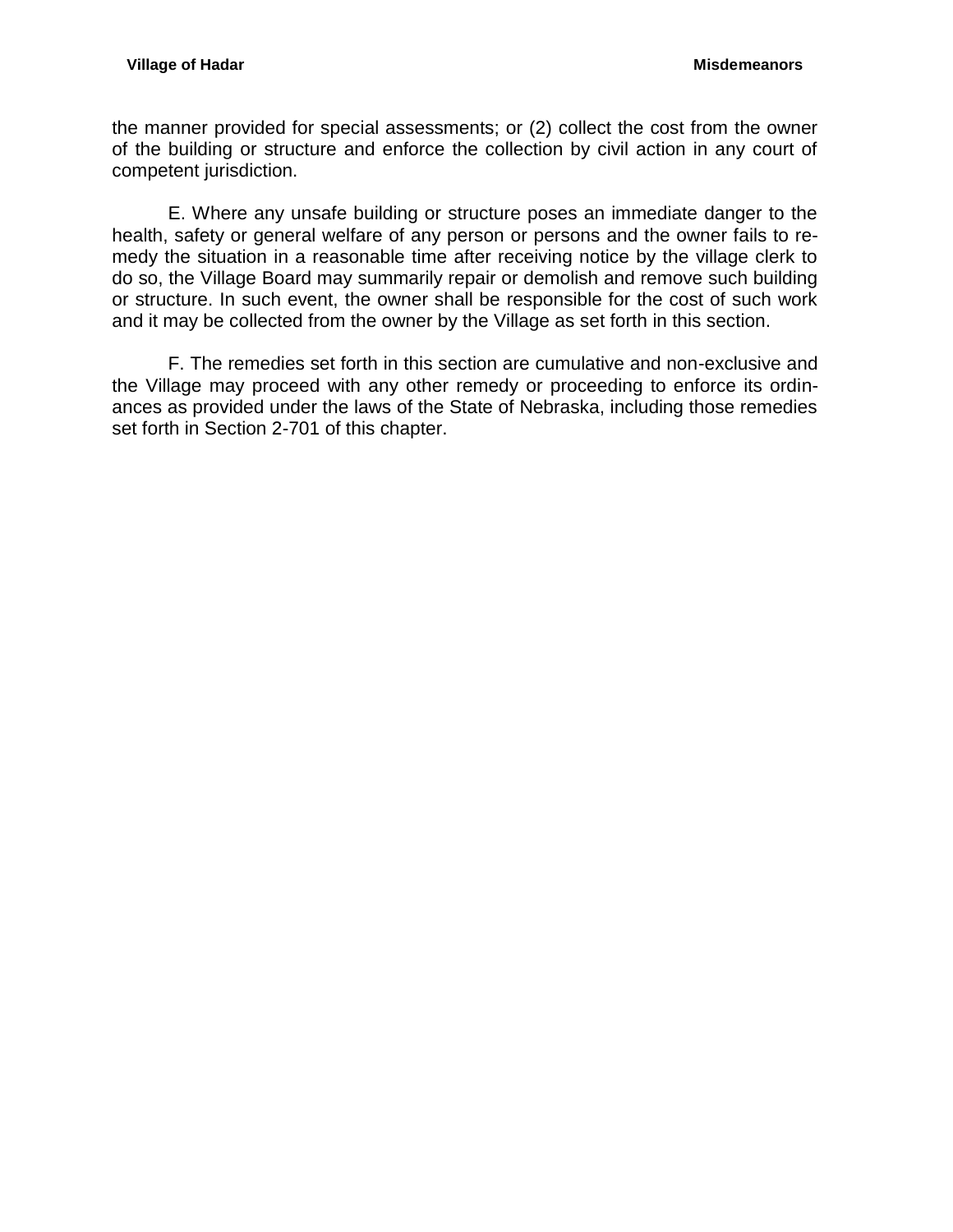the manner provided for special assessments; or (2) collect the cost from the owner of the building or structure and enforce the collection by civil action in any court of competent jurisdiction.

E. Where any unsafe building or structure poses an immediate danger to the health, safety or general welfare of any person or persons and the owner fails to remedy the situation in a reasonable time after receiving notice by the village clerk to do so, the Village Board may summarily repair or demolish and remove such building or structure. In such event, the owner shall be responsible for the cost of such work and it may be collected from the owner by the Village as set forth in this section.

F. The remedies set forth in this section are cumulative and non-exclusive and the Village may proceed with any other remedy or proceeding to enforce its ordinances as provided under the laws of the State of Nebraska, including those remedies set forth in Section 2-701 of this chapter.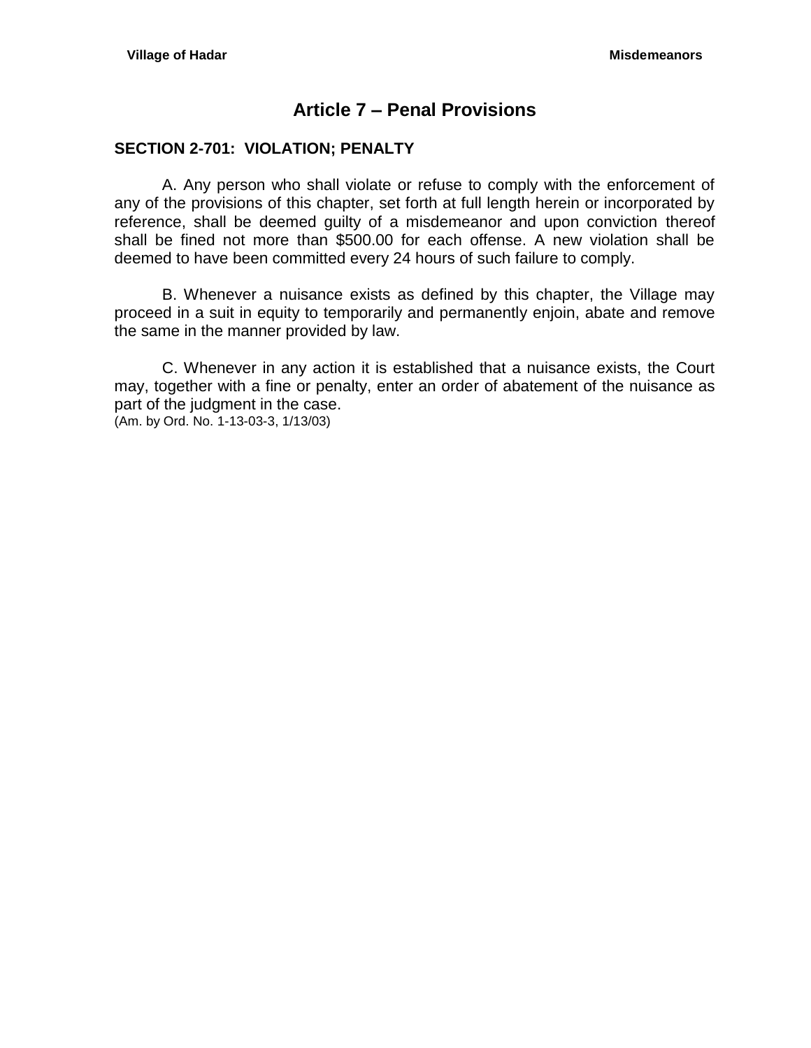# Article 7 – Penal Provisions

## SECTION 2-701: VIOLATION; PENALTY

A. Any person who shall violate or refuse to comply with the enforcement of any of the provisions of this chapter, set forth at full length herein or incorporated by reference, shall be deemed guilty of a misdemeanor and upon conviction thereof shall be fined not more than $500.00 for each offense. A new violation shall be deemed to have been committed every 24 hours of such failure to comply.

B. Whenever a nuisance exists as defined by this chapter, the Village may proceed in a suit in equity to temporarily and permanently enjoin, abate and remove the same in the manner provided by law.

C. Whenever in any action it is established that a nuisance exists, the Court may, together with a fine or penalty, enter an order of abatement of the nuisance as part of the judgment in the case.
(Am. by Ord. No. 1-13-03-3, 1/13/03)